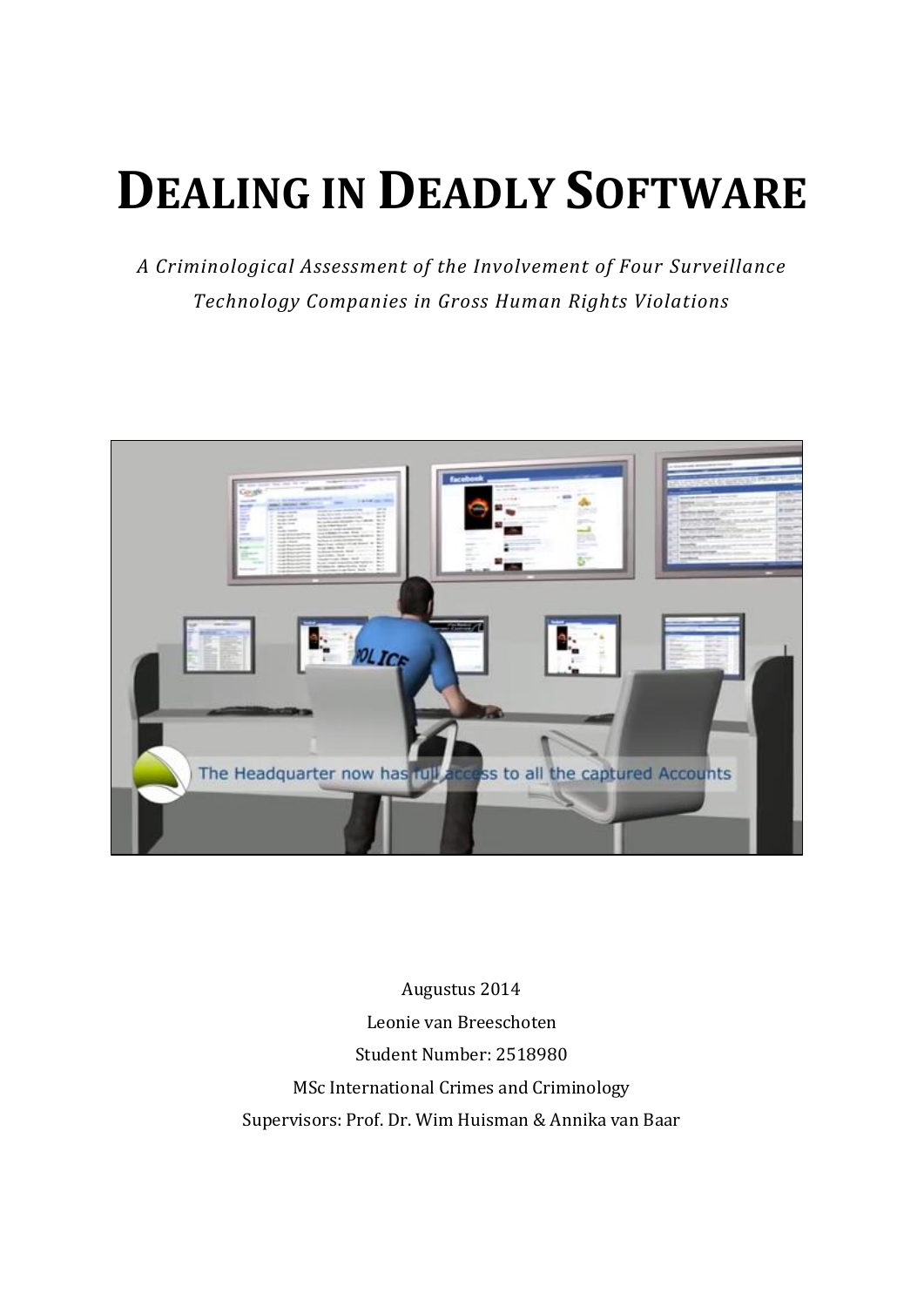# DEALING IN DEADLY SOFTWARE

*A Criminological Assessment of the Involvement of Four Surveillance Technology Companies in Gross Human Rights Violations*

Augustus 2014

Leonie van Breeschoten

Student Number: 2518980

MSc International Crimes and Criminology

Supervisors: Prof. Dr. Wim Huisman & Annika van Baar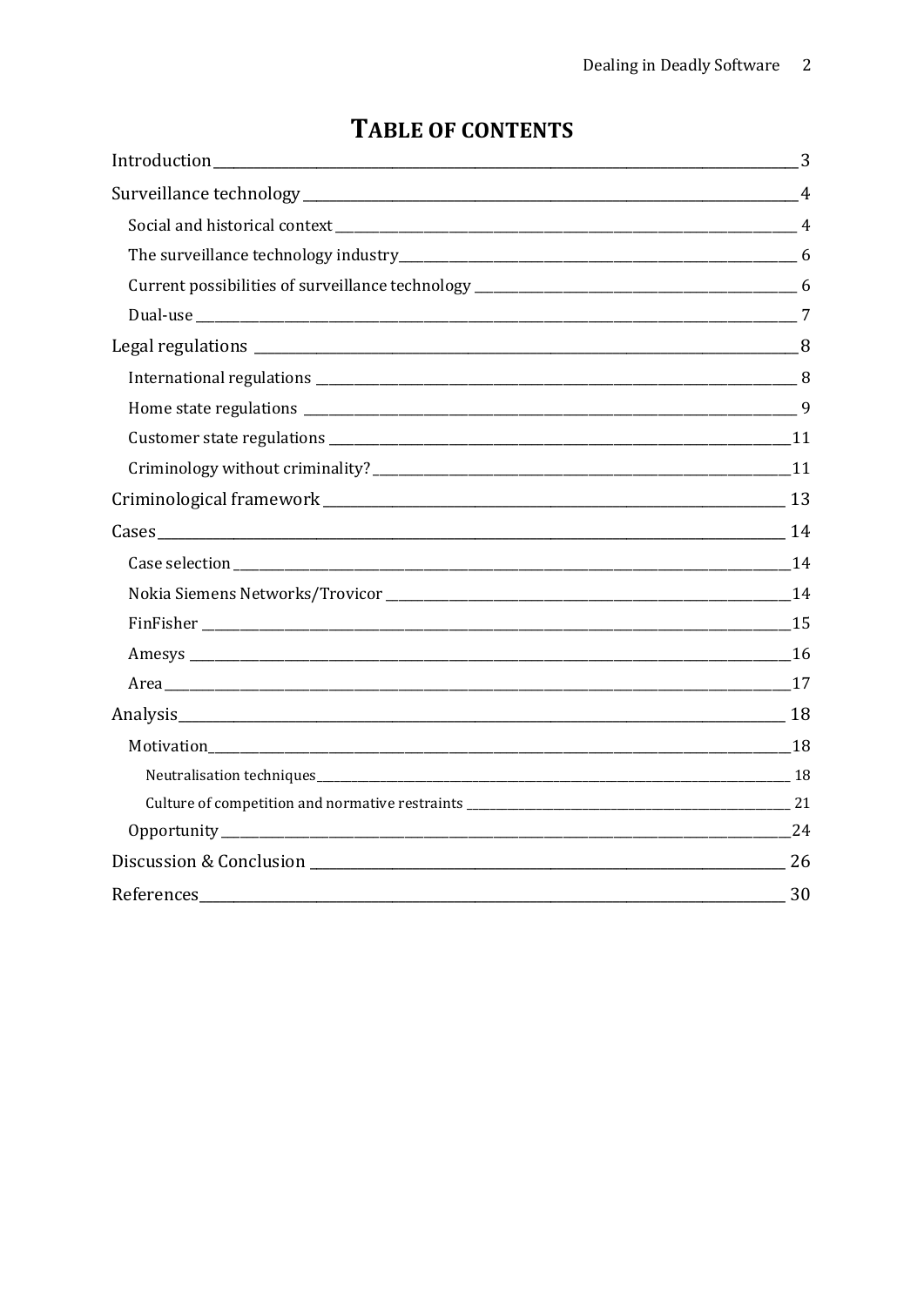# TABLE OF CONTENTS

Introduction ____ 3

Surveillance technology ____ 4

- Social and historical context ____ 4
- The surveillance technology industry ____ 6
- Current possibilities of surveillance technology ____ 6
- Dual-use ____ 7

Legal regulations ____ 8

- International regulations ____ 8
- Home state regulations ____ 9
- Customer state regulations ____ 11
- Criminology without criminality? ____ 11

Criminological framework ____ 13

Cases ____ 14

- Case selection ____ 14
- Nokia Siemens Networks/Trovicor ____ 14
- FinFisher ____ 15
- Amesys ____ 16
- Area ____ 17

Analysis ____ 18

- Motivation ____ 18
  - Neutralisation techniques ____ 18
  - Culture of competition and normative restraints ____ 21
- Opportunity ____ 24

Discussion & Conclusion ____ 26

References ____ 30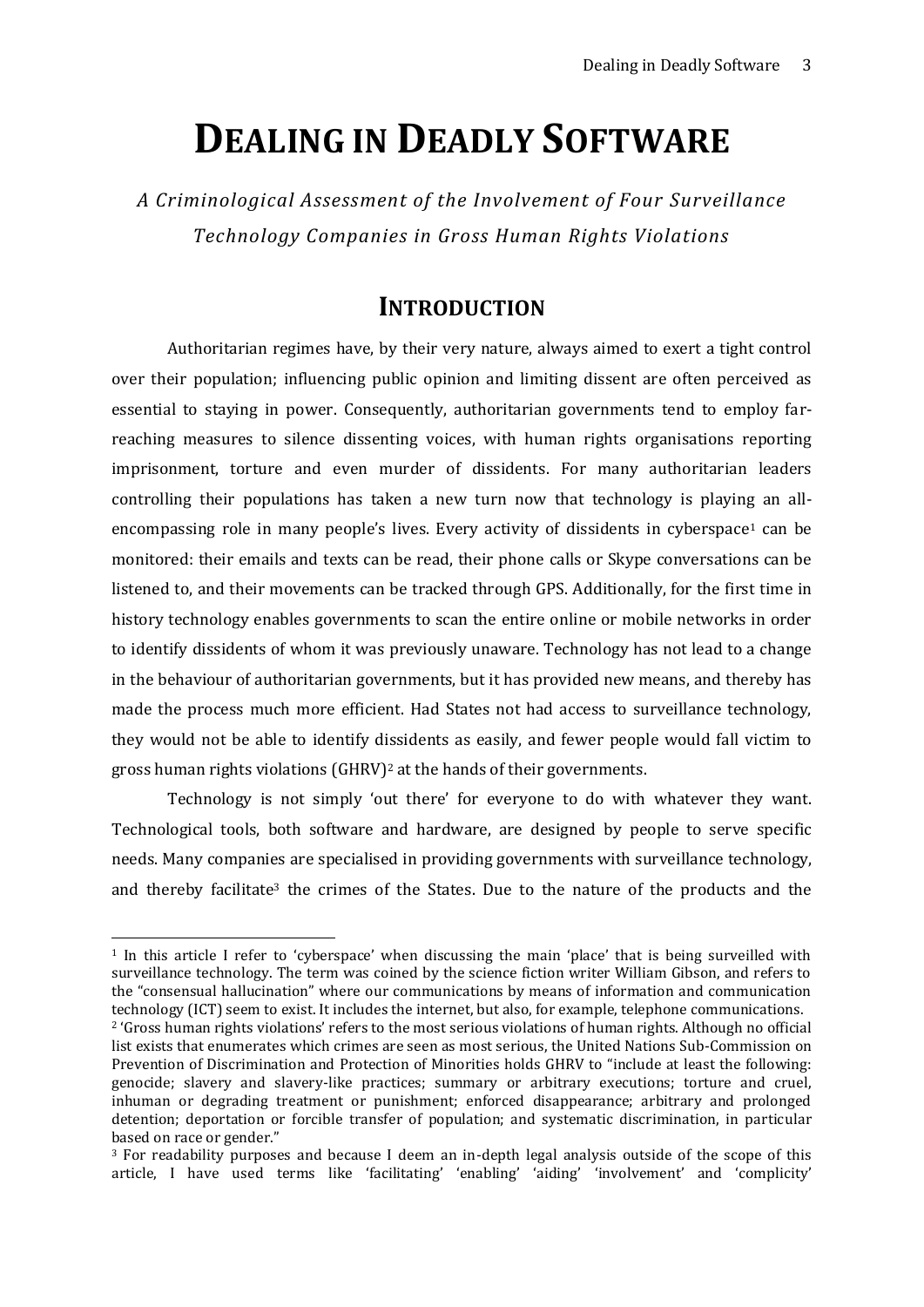# DEALING IN DEADLY SOFTWARE

*A Criminological Assessment of the Involvement of Four Surveillance Technology Companies in Gross Human Rights Violations*

## INTRODUCTION

Authoritarian regimes have, by their very nature, always aimed to exert a tight control over their population; influencing public opinion and limiting dissent are often perceived as essential to staying in power. Consequently, authoritarian governments tend to employ far-reaching measures to silence dissenting voices, with human rights organisations reporting imprisonment, torture and even murder of dissidents. For many authoritarian leaders controlling their populations has taken a new turn now that technology is playing an all-encompassing role in many people's lives. Every activity of dissidents in cyberspace[1] can be monitored: their emails and texts can be read, their phone calls or Skype conversations can be listened to, and their movements can be tracked through GPS. Additionally, for the first time in history technology enables governments to scan the entire online or mobile networks in order to identify dissidents of whom it was previously unaware. Technology has not lead to a change in the behaviour of authoritarian governments, but it has provided new means, and thereby has made the process much more efficient. Had States not had access to surveillance technology, they would not be able to identify dissidents as easily, and fewer people would fall victim to gross human rights violations (GHRV)[2] at the hands of their governments.

Technology is not simply 'out there' for everyone to do with whatever they want. Technological tools, both software and hardware, are designed by people to serve specific needs. Many companies are specialised in providing governments with surveillance technology, and thereby facilitate[3] the crimes of the States. Due to the nature of the products and the

---

[1] In this article I refer to 'cyberspace' when discussing the main 'place' that is being surveilled with surveillance technology. The term was coined by the science fiction writer William Gibson, and refers to the "consensual hallucination" where our communications by means of information and communication technology (ICT) seem to exist. It includes the internet, but also, for example, telephone communications.

[2] 'Gross human rights violations' refers to the most serious violations of human rights. Although no official list exists that enumerates which crimes are seen as most serious, the United Nations Sub-Commission on Prevention of Discrimination and Protection of Minorities holds GHRV to "include at least the following: genocide; slavery and slavery-like practices; summary or arbitrary executions; torture and cruel, inhuman or degrading treatment or punishment; enforced disappearance; arbitrary and prolonged detention; deportation or forcible transfer of population; and systematic discrimination, in particular based on race or gender."

[3] For readability purposes and because I deem an in-depth legal analysis outside of the scope of this article, I have used terms like 'facilitating' 'enabling' 'aiding' 'involvement' and 'complicity'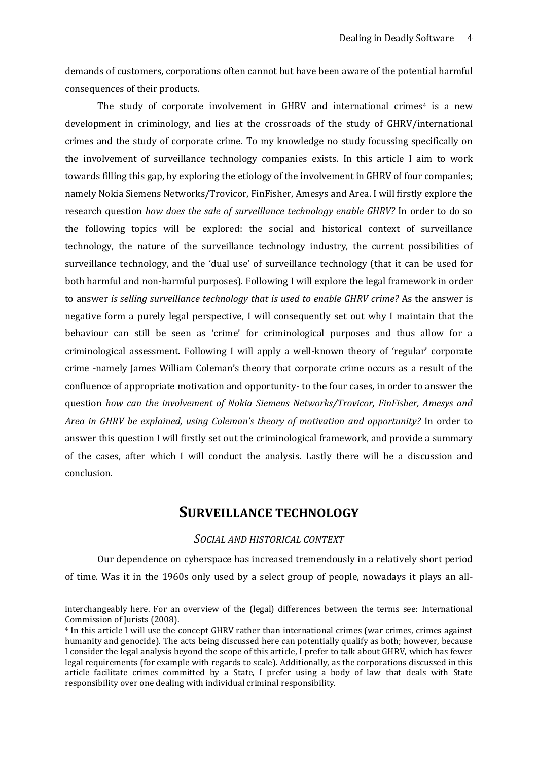demands of customers, corporations often cannot but have been aware of the potential harmful consequences of their products.

The study of corporate involvement in GHRV and international crimes[4] is a new development in criminology, and lies at the crossroads of the study of GHRV/international crimes and the study of corporate crime. To my knowledge no study focussing specifically on the involvement of surveillance technology companies exists. In this article I aim to work towards filling this gap, by exploring the etiology of the involvement in GHRV of four companies; namely Nokia Siemens Networks/Trovicor, FinFisher, Amesys and Area. I will firstly explore the research question *how does the sale of surveillance technology enable GHRV?* In order to do so the following topics will be explored: the social and historical context of surveillance technology, the nature of the surveillance technology industry, the current possibilities of surveillance technology, and the 'dual use' of surveillance technology (that it can be used for both harmful and non-harmful purposes). Following I will explore the legal framework in order to answer *is selling surveillance technology that is used to enable GHRV crime?* As the answer is negative form a purely legal perspective, I will consequently set out why I maintain that the behaviour can still be seen as 'crime' for criminological purposes and thus allow for a criminological assessment. Following I will apply a well-known theory of 'regular' corporate crime -namely James William Coleman's theory that corporate crime occurs as a result of the confluence of appropriate motivation and opportunity- to the four cases, in order to answer the question *how can the involvement of Nokia Siemens Networks/Trovicor, FinFisher, Amesys and Area in GHRV be explained, using Coleman's theory of motivation and opportunity?* In order to answer this question I will firstly set out the criminological framework, and provide a summary of the cases, after which I will conduct the analysis. Lastly there will be a discussion and conclusion.

# SURVEILLANCE TECHNOLOGY

### *SOCIAL AND HISTORICAL CONTEXT*

Our dependence on cyberspace has increased tremendously in a relatively short period of time. Was it in the 1960s only used by a select group of people, nowadays it plays an all-

---

interchangeably here. For an overview of the (legal) differences between the terms see: International Commission of Jurists (2008).

[4] In this article I will use the concept GHRV rather than international crimes (war crimes, crimes against humanity and genocide). The acts being discussed here can potentially qualify as both; however, because I consider the legal analysis beyond the scope of this article, I prefer to talk about GHRV, which has fewer legal requirements (for example with regards to scale). Additionally, as the corporations discussed in this article facilitate crimes committed by a State, I prefer using a body of law that deals with State responsibility over one dealing with individual criminal responsibility.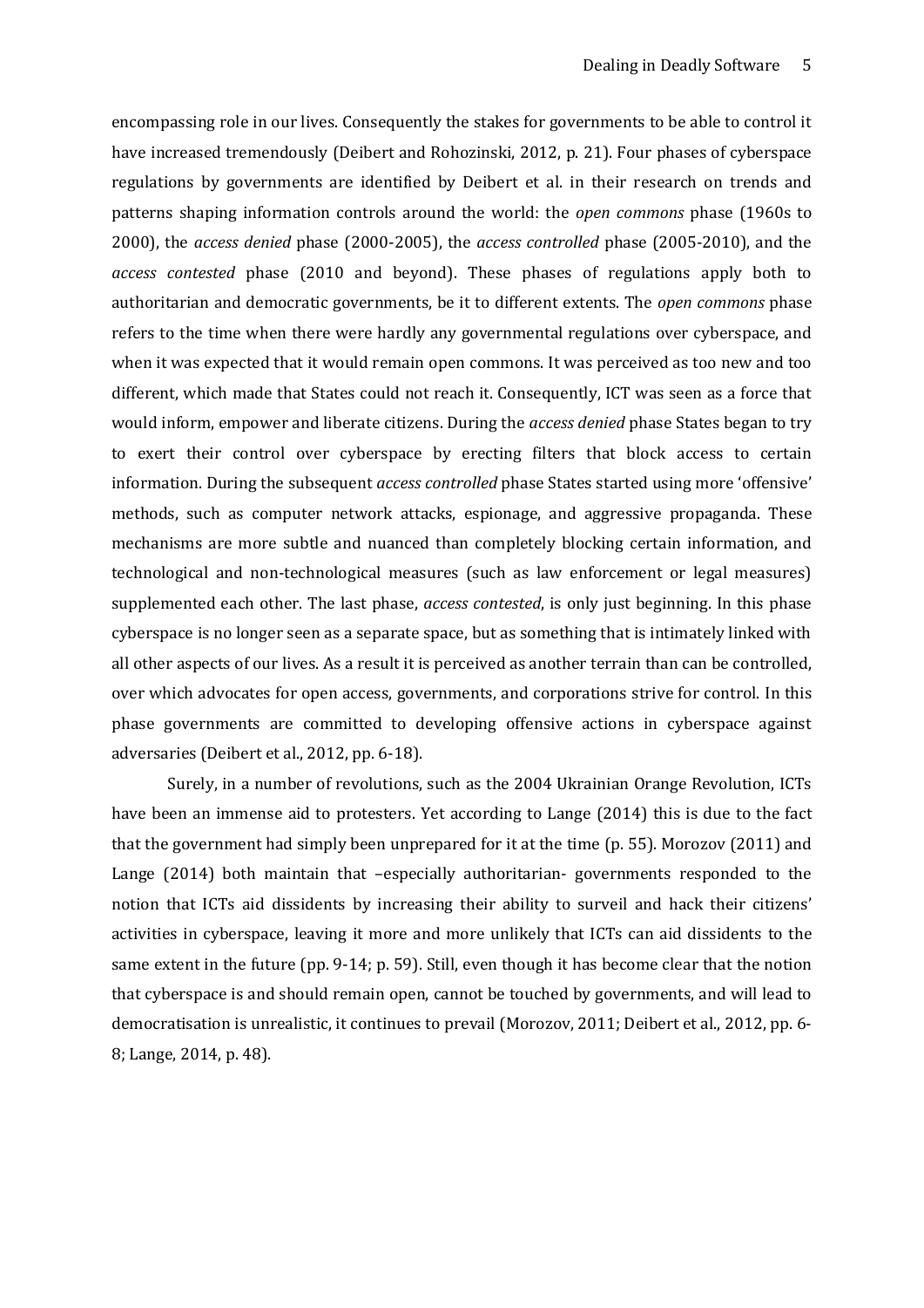encompassing role in our lives. Consequently the stakes for governments to be able to control it have increased tremendously (Deibert and Rohozinski, 2012, p. 21). Four phases of cyberspace regulations by governments are identified by Deibert et al. in their research on trends and patterns shaping information controls around the world: the *open commons* phase (1960s to 2000), the *access denied* phase (2000-2005), the *access controlled* phase (2005-2010), and the *access contested* phase (2010 and beyond). These phases of regulations apply both to authoritarian and democratic governments, be it to different extents. The *open commons* phase refers to the time when there were hardly any governmental regulations over cyberspace, and when it was expected that it would remain open commons. It was perceived as too new and too different, which made that States could not reach it. Consequently, ICT was seen as a force that would inform, empower and liberate citizens. During the *access denied* phase States began to try to exert their control over cyberspace by erecting filters that block access to certain information. During the subsequent *access controlled* phase States started using more 'offensive' methods, such as computer network attacks, espionage, and aggressive propaganda. These mechanisms are more subtle and nuanced than completely blocking certain information, and technological and non-technological measures (such as law enforcement or legal measures) supplemented each other. The last phase, *access contested*, is only just beginning. In this phase cyberspace is no longer seen as a separate space, but as something that is intimately linked with all other aspects of our lives. As a result it is perceived as another terrain than can be controlled, over which advocates for open access, governments, and corporations strive for control. In this phase governments are committed to developing offensive actions in cyberspace against adversaries (Deibert et al., 2012, pp. 6-18).

Surely, in a number of revolutions, such as the 2004 Ukrainian Orange Revolution, ICTs have been an immense aid to protesters. Yet according to Lange (2014) this is due to the fact that the government had simply been unprepared for it at the time (p. 55). Morozov (2011) and Lange (2014) both maintain that –especially authoritarian- governments responded to the notion that ICTs aid dissidents by increasing their ability to surveil and hack their citizens' activities in cyberspace, leaving it more and more unlikely that ICTs can aid dissidents to the same extent in the future (pp. 9-14; p. 59). Still, even though it has become clear that the notion that cyberspace is and should remain open, cannot be touched by governments, and will lead to democratisation is unrealistic, it continues to prevail (Morozov, 2011; Deibert et al., 2012, pp. 6-8; Lange, 2014, p. 48).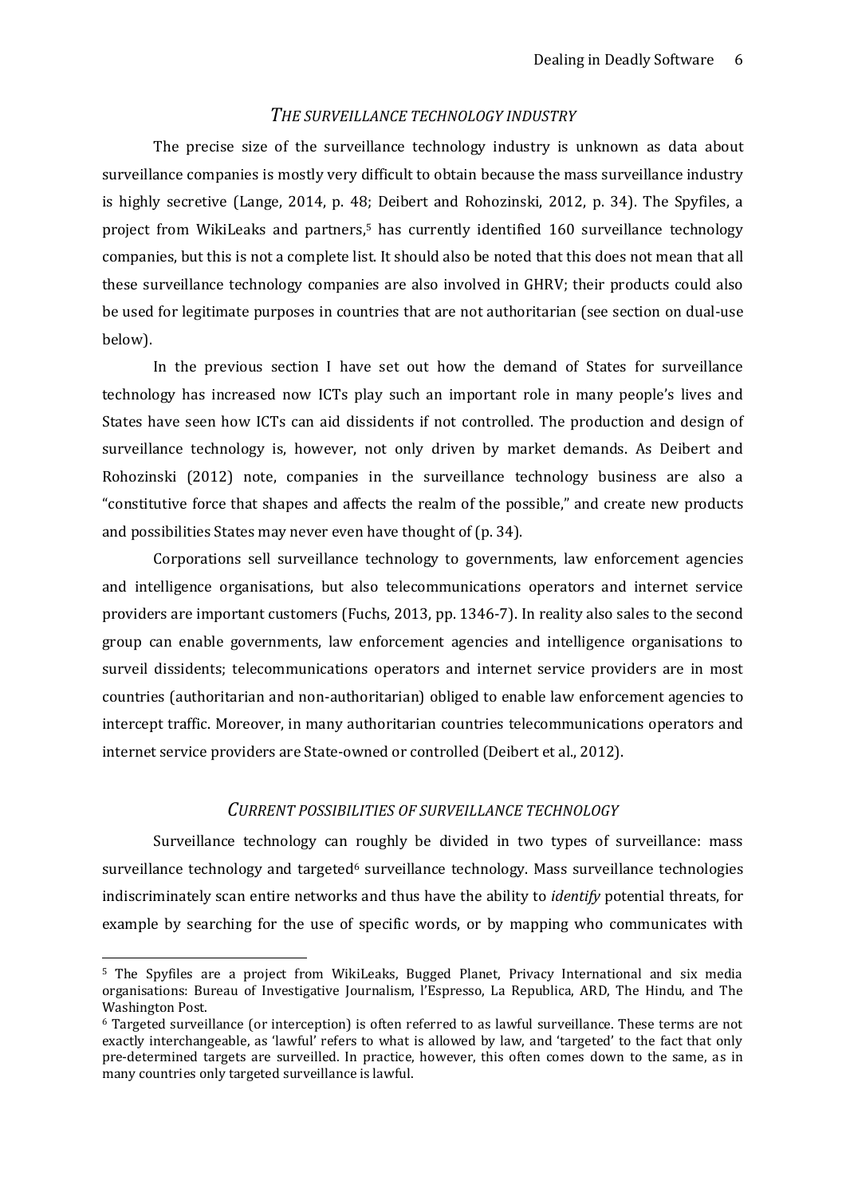## *THE SURVEILLANCE TECHNOLOGY INDUSTRY*

The precise size of the surveillance technology industry is unknown as data about surveillance companies is mostly very difficult to obtain because the mass surveillance industry is highly secretive (Lange, 2014, p. 48; Deibert and Rohozinski, 2012, p. 34). The Spyfiles, a project from WikiLeaks and partners,[5] has currently identified 160 surveillance technology companies, but this is not a complete list. It should also be noted that this does not mean that all these surveillance technology companies are also involved in GHRV; their products could also be used for legitimate purposes in countries that are not authoritarian (see section on dual-use below).

In the previous section I have set out how the demand of States for surveillance technology has increased now ICTs play such an important role in many people's lives and States have seen how ICTs can aid dissidents if not controlled. The production and design of surveillance technology is, however, not only driven by market demands. As Deibert and Rohozinski (2012) note, companies in the surveillance technology business are also a "constitutive force that shapes and affects the realm of the possible," and create new products and possibilities States may never even have thought of (p. 34).

Corporations sell surveillance technology to governments, law enforcement agencies and intelligence organisations, but also telecommunications operators and internet service providers are important customers (Fuchs, 2013, pp. 1346-7). In reality also sales to the second group can enable governments, law enforcement agencies and intelligence organisations to surveil dissidents; telecommunications operators and internet service providers are in most countries (authoritarian and non-authoritarian) obliged to enable law enforcement agencies to intercept traffic. Moreover, in many authoritarian countries telecommunications operators and internet service providers are State-owned or controlled (Deibert et al., 2012).

## *CURRENT POSSIBILITIES OF SURVEILLANCE TECHNOLOGY*

Surveillance technology can roughly be divided in two types of surveillance: mass surveillance technology and targeted[6] surveillance technology. Mass surveillance technologies indiscriminately scan entire networks and thus have the ability to *identify* potential threats, for example by searching for the use of specific words, or by mapping who communicates with

---

[5] The Spyfiles are a project from WikiLeaks, Bugged Planet, Privacy International and six media organisations: Bureau of Investigative Journalism, l'Espresso, La Republica, ARD, The Hindu, and The Washington Post.

[6] Targeted surveillance (or interception) is often referred to as lawful surveillance. These terms are not exactly interchangeable, as 'lawful' refers to what is allowed by law, and 'targeted' to the fact that only pre-determined targets are surveilled. In practice, however, this often comes down to the same, as in many countries only targeted surveillance is lawful.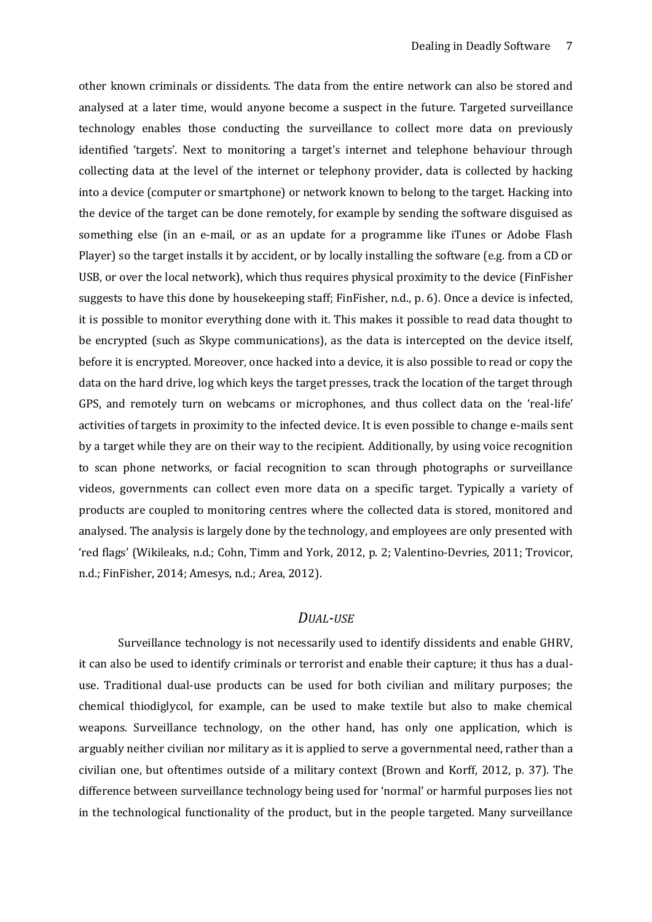other known criminals or dissidents. The data from the entire network can also be stored and analysed at a later time, would anyone become a suspect in the future. Targeted surveillance technology enables those conducting the surveillance to collect more data on previously identified 'targets'. Next to monitoring a target's internet and telephone behaviour through collecting data at the level of the internet or telephony provider, data is collected by hacking into a device (computer or smartphone) or network known to belong to the target. Hacking into the device of the target can be done remotely, for example by sending the software disguised as something else (in an e-mail, or as an update for a programme like iTunes or Adobe Flash Player) so the target installs it by accident, or by locally installing the software (e.g. from a CD or USB, or over the local network), which thus requires physical proximity to the device (FinFisher suggests to have this done by housekeeping staff; FinFisher, n.d., p. 6). Once a device is infected, it is possible to monitor everything done with it. This makes it possible to read data thought to be encrypted (such as Skype communications), as the data is intercepted on the device itself, before it is encrypted. Moreover, once hacked into a device, it is also possible to read or copy the data on the hard drive, log which keys the target presses, track the location of the target through GPS, and remotely turn on webcams or microphones, and thus collect data on the 'real-life' activities of targets in proximity to the infected device. It is even possible to change e-mails sent by a target while they are on their way to the recipient. Additionally, by using voice recognition to scan phone networks, or facial recognition to scan through photographs or surveillance videos, governments can collect even more data on a specific target. Typically a variety of products are coupled to monitoring centres where the collected data is stored, monitored and analysed. The analysis is largely done by the technology, and employees are only presented with 'red flags' (Wikileaks, n.d.; Cohn, Timm and York, 2012, p. 2; Valentino-Devries, 2011; Trovicor, n.d.; FinFisher, 2014; Amesys, n.d.; Area, 2012).

## *Dual-use*

Surveillance technology is not necessarily used to identify dissidents and enable GHRV, it can also be used to identify criminals or terrorist and enable their capture; it thus has a dual-use. Traditional dual-use products can be used for both civilian and military purposes; the chemical thiodiglycol, for example, can be used to make textile but also to make chemical weapons. Surveillance technology, on the other hand, has only one application, which is arguably neither civilian nor military as it is applied to serve a governmental need, rather than a civilian one, but oftentimes outside of a military context (Brown and Korff, 2012, p. 37). The difference between surveillance technology being used for 'normal' or harmful purposes lies not in the technological functionality of the product, but in the people targeted. Many surveillance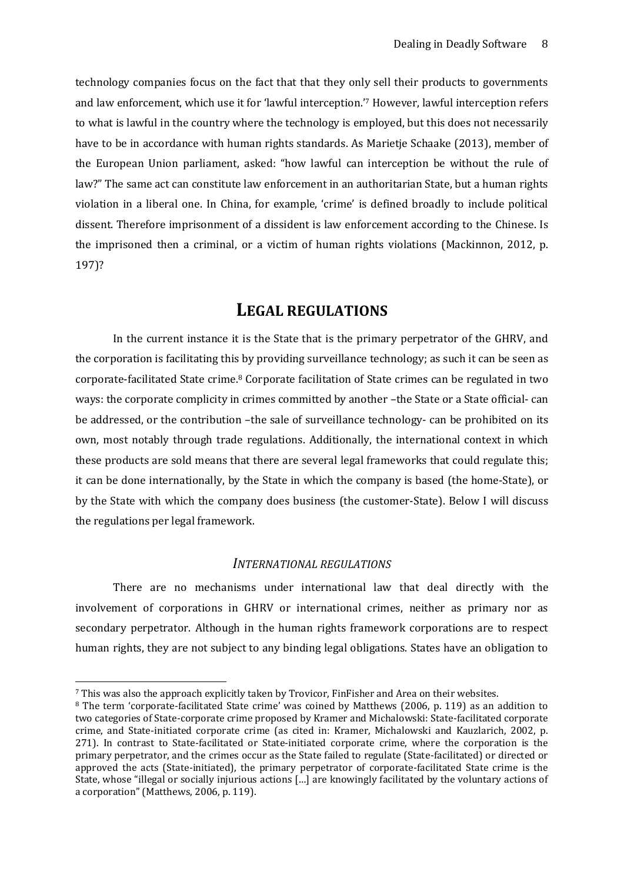technology companies focus on the fact that that they only sell their products to governments and law enforcement, which use it for 'lawful interception.'[7] However, lawful interception refers to what is lawful in the country where the technology is employed, but this does not necessarily have to be in accordance with human rights standards. As Marietje Schaake (2013), member of the European Union parliament, asked: "how lawful can interception be without the rule of law?" The same act can constitute law enforcement in an authoritarian State, but a human rights violation in a liberal one. In China, for example, 'crime' is defined broadly to include political dissent. Therefore imprisonment of a dissident is law enforcement according to the Chinese. Is the imprisoned then a criminal, or a victim of human rights violations (Mackinnon, 2012, p. 197)?

## LEGAL REGULATIONS

In the current instance it is the State that is the primary perpetrator of the GHRV, and the corporation is facilitating this by providing surveillance technology; as such it can be seen as corporate-facilitated State crime.[8] Corporate facilitation of State crimes can be regulated in two ways: the corporate complicity in crimes committed by another –the State or a State official- can be addressed, or the contribution –the sale of surveillance technology- can be prohibited on its own, most notably through trade regulations. Additionally, the international context in which these products are sold means that there are several legal frameworks that could regulate this; it can be done internationally, by the State in which the company is based (the home-State), or by the State with which the company does business (the customer-State). Below I will discuss the regulations per legal framework.

### *INTERNATIONAL REGULATIONS*

There are no mechanisms under international law that deal directly with the involvement of corporations in GHRV or international crimes, neither as primary nor as secondary perpetrator. Although in the human rights framework corporations are to respect human rights, they are not subject to any binding legal obligations. States have an obligation to

---

[7] This was also the approach explicitly taken by Trovicor, FinFisher and Area on their websites.

[8] The term 'corporate-facilitated State crime' was coined by Matthews (2006, p. 119) as an addition to two categories of State-corporate crime proposed by Kramer and Michalowski: State-facilitated corporate crime, and State-initiated corporate crime (as cited in: Kramer, Michalowski and Kauzlarich, 2002, p. 271). In contrast to State-facilitated or State-initiated corporate crime, where the corporation is the primary perpetrator, and the crimes occur as the State failed to regulate (State-facilitated) or directed or approved the acts (State-initiated), the primary perpetrator of corporate-facilitated State crime is the State, whose "illegal or socially injurious actions [...] are knowingly facilitated by the voluntary actions of a corporation" (Matthews, 2006, p. 119).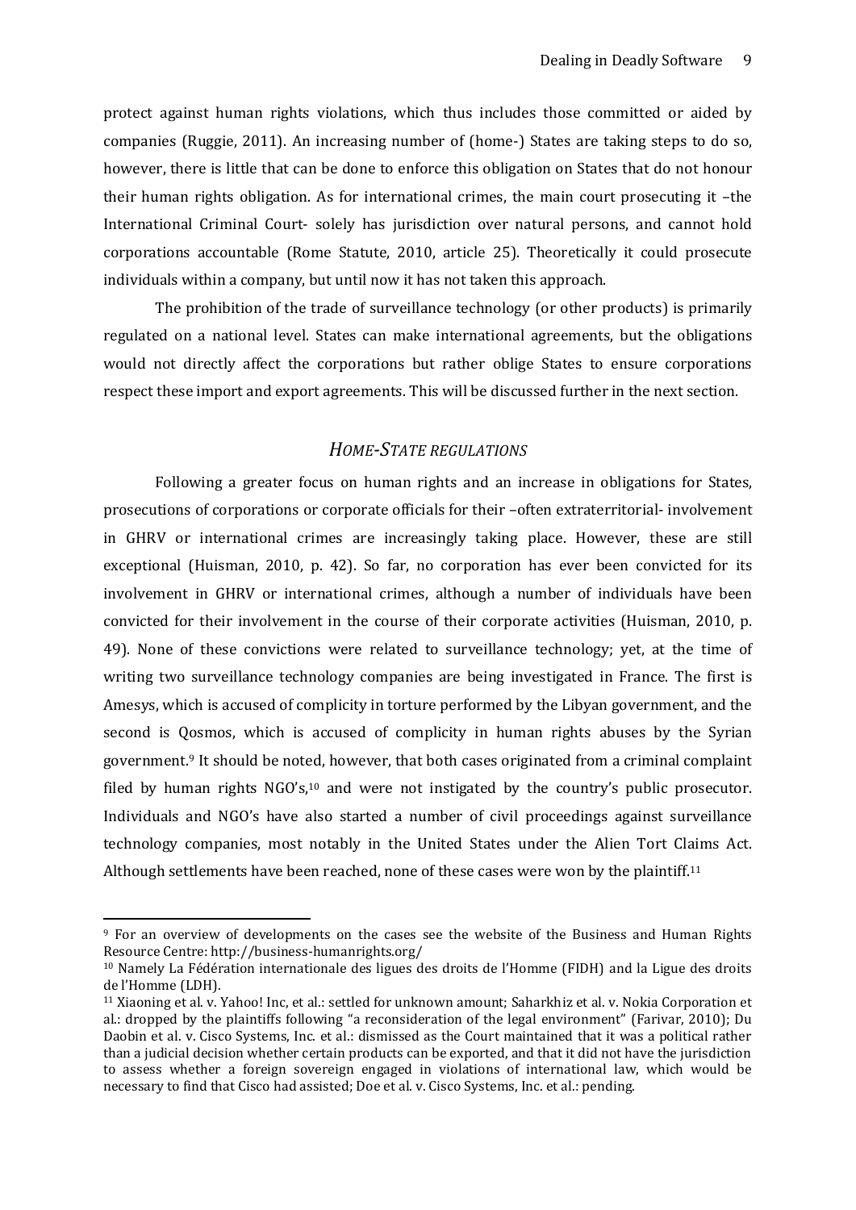protect against human rights violations, which thus includes those committed or aided by companies (Ruggie, 2011). An increasing number of (home-) States are taking steps to do so, however, there is little that can be done to enforce this obligation on States that do not honour their human rights obligation. As for international crimes, the main court prosecuting it –the International Criminal Court- solely has jurisdiction over natural persons, and cannot hold corporations accountable (Rome Statute, 2010, article 25). Theoretically it could prosecute individuals within a company, but until now it has not taken this approach.

The prohibition of the trade of surveillance technology (or other products) is primarily regulated on a national level. States can make international agreements, but the obligations would not directly affect the corporations but rather oblige States to ensure corporations respect these import and export agreements. This will be discussed further in the next section.

## *HOME-STATE REGULATIONS*

Following a greater focus on human rights and an increase in obligations for States, prosecutions of corporations or corporate officials for their –often extraterritorial- involvement in GHRV or international crimes are increasingly taking place. However, these are still exceptional (Huisman, 2010, p. 42). So far, no corporation has ever been convicted for its involvement in GHRV or international crimes, although a number of individuals have been convicted for their involvement in the course of their corporate activities (Huisman, 2010, p. 49). None of these convictions were related to surveillance technology; yet, at the time of writing two surveillance technology companies are being investigated in France. The first is Amesys, which is accused of complicity in torture performed by the Libyan government, and the second is Qosmos, which is accused of complicity in human rights abuses by the Syrian government.[9] It should be noted, however, that both cases originated from a criminal complaint filed by human rights NGO's,[10] and were not instigated by the country's public prosecutor. Individuals and NGO's have also started a number of civil proceedings against surveillance technology companies, most notably in the United States under the Alien Tort Claims Act. Although settlements have been reached, none of these cases were won by the plaintiff.[11]

---

[9] For an overview of developments on the cases see the website of the Business and Human Rights Resource Centre: http://business-humanrights.org/

[10] Namely La Fédération internationale des ligues des droits de l'Homme (FIDH) and la Ligue des droits de l'Homme (LDH).

[11] Xiaoning et al. v. Yahoo! Inc, et al.: settled for unknown amount; Saharkhiz et al. v. Nokia Corporation et al.: dropped by the plaintiffs following "a reconsideration of the legal environment" (Farivar, 2010); Du Daobin et al. v. Cisco Systems, Inc. et al.: dismissed as the Court maintained that it was a political rather than a judicial decision whether certain products can be exported, and that it did not have the jurisdiction to assess whether a foreign sovereign engaged in violations of international law, which would be necessary to find that Cisco had assisted; Doe et al. v. Cisco Systems, Inc. et al.: pending.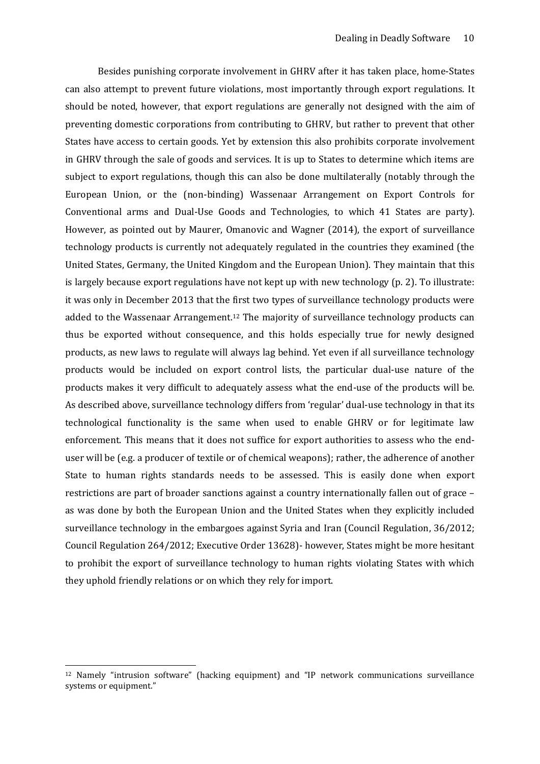Besides punishing corporate involvement in GHRV after it has taken place, home-States can also attempt to prevent future violations, most importantly through export regulations. It should be noted, however, that export regulations are generally not designed with the aim of preventing domestic corporations from contributing to GHRV, but rather to prevent that other States have access to certain goods. Yet by extension this also prohibits corporate involvement in GHRV through the sale of goods and services. It is up to States to determine which items are subject to export regulations, though this can also be done multilaterally (notably through the European Union, or the (non-binding) Wassenaar Arrangement on Export Controls for Conventional arms and Dual-Use Goods and Technologies, to which 41 States are party). However, as pointed out by Maurer, Omanovic and Wagner (2014), the export of surveillance technology products is currently not adequately regulated in the countries they examined (the United States, Germany, the United Kingdom and the European Union). They maintain that this is largely because export regulations have not kept up with new technology (p. 2). To illustrate: it was only in December 2013 that the first two types of surveillance technology products were added to the Wassenaar Arrangement.[12] The majority of surveillance technology products can thus be exported without consequence, and this holds especially true for newly designed products, as new laws to regulate will always lag behind. Yet even if all surveillance technology products would be included on export control lists, the particular dual-use nature of the products makes it very difficult to adequately assess what the end-use of the products will be. As described above, surveillance technology differs from 'regular' dual-use technology in that its technological functionality is the same when used to enable GHRV or for legitimate law enforcement. This means that it does not suffice for export authorities to assess who the end-user will be (e.g. a producer of textile or of chemical weapons); rather, the adherence of another State to human rights standards needs to be assessed. This is easily done when export restrictions are part of broader sanctions against a country internationally fallen out of grace – as was done by both the European Union and the United States when they explicitly included surveillance technology in the embargoes against Syria and Iran (Council Regulation, 36/2012; Council Regulation 264/2012; Executive Order 13628)- however, States might be more hesitant to prohibit the export of surveillance technology to human rights violating States with which they uphold friendly relations or on which they rely for import.

[12] Namely "intrusion software" (hacking equipment) and "IP network communications surveillance systems or equipment."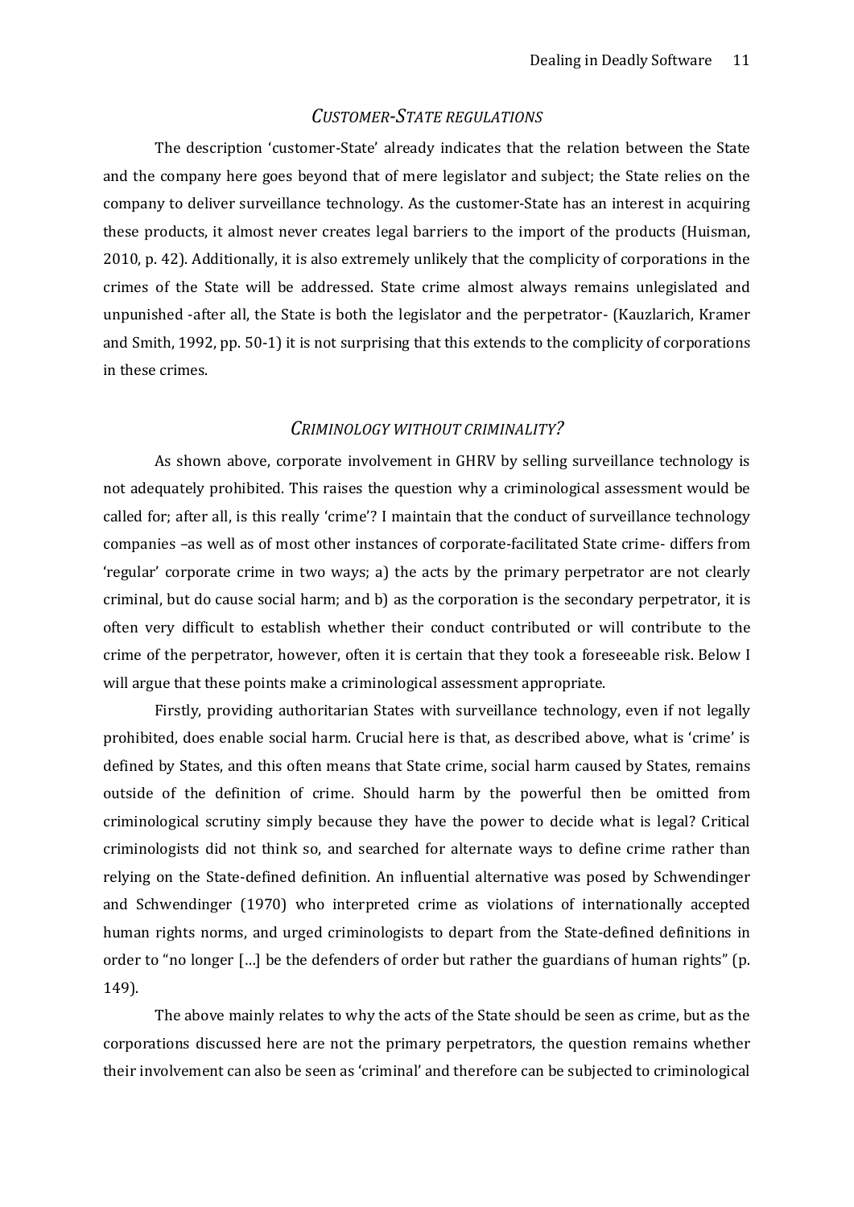### *CUSTOMER-STATE REGULATIONS*

The description 'customer-State' already indicates that the relation between the State and the company here goes beyond that of mere legislator and subject; the State relies on the company to deliver surveillance technology. As the customer-State has an interest in acquiring these products, it almost never creates legal barriers to the import of the products (Huisman, 2010, p. 42). Additionally, it is also extremely unlikely that the complicity of corporations in the crimes of the State will be addressed. State crime almost always remains unlegislated and unpunished -after all, the State is both the legislator and the perpetrator- (Kauzlarich, Kramer and Smith, 1992, pp. 50-1) it is not surprising that this extends to the complicity of corporations in these crimes.

### *CRIMINOLOGY WITHOUT CRIMINALITY?*

As shown above, corporate involvement in GHRV by selling surveillance technology is not adequately prohibited. This raises the question why a criminological assessment would be called for; after all, is this really 'crime'? I maintain that the conduct of surveillance technology companies –as well as of most other instances of corporate-facilitated State crime- differs from 'regular' corporate crime in two ways; a) the acts by the primary perpetrator are not clearly criminal, but do cause social harm; and b) as the corporation is the secondary perpetrator, it is often very difficult to establish whether their conduct contributed or will contribute to the crime of the perpetrator, however, often it is certain that they took a foreseeable risk. Below I will argue that these points make a criminological assessment appropriate.

Firstly, providing authoritarian States with surveillance technology, even if not legally prohibited, does enable social harm. Crucial here is that, as described above, what is 'crime' is defined by States, and this often means that State crime, social harm caused by States, remains outside of the definition of crime. Should harm by the powerful then be omitted from criminological scrutiny simply because they have the power to decide what is legal? Critical criminologists did not think so, and searched for alternate ways to define crime rather than relying on the State-defined definition. An influential alternative was posed by Schwendinger and Schwendinger (1970) who interpreted crime as violations of internationally accepted human rights norms, and urged criminologists to depart from the State-defined definitions in order to "no longer […] be the defenders of order but rather the guardians of human rights" (p. 149).

The above mainly relates to why the acts of the State should be seen as crime, but as the corporations discussed here are not the primary perpetrators, the question remains whether their involvement can also be seen as 'criminal' and therefore can be subjected to criminological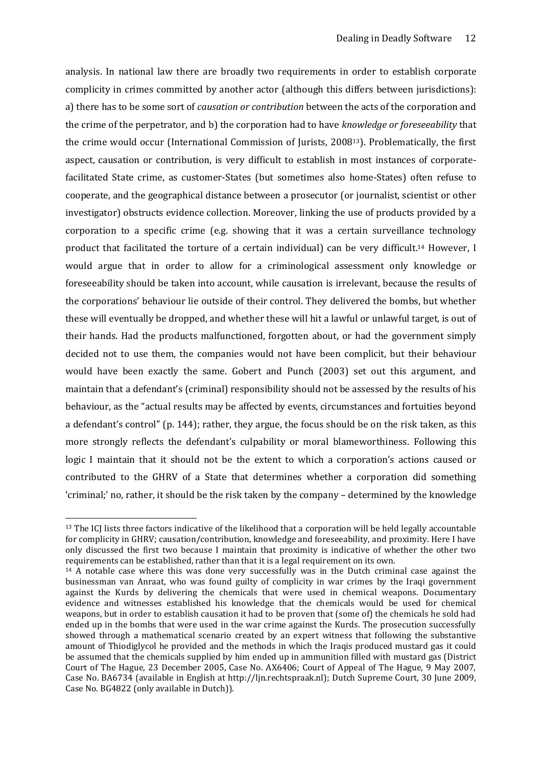analysis. In national law there are broadly two requirements in order to establish corporate complicity in crimes committed by another actor (although this differs between jurisdictions): a) there has to be some sort of *causation or contribution* between the acts of the corporation and the crime of the perpetrator, and b) the corporation had to have *knowledge or foreseeability* that the crime would occur (International Commission of Jurists, 2008[13]). Problematically, the first aspect, causation or contribution, is very difficult to establish in most instances of corporate-facilitated State crime, as customer-States (but sometimes also home-States) often refuse to cooperate, and the geographical distance between a prosecutor (or journalist, scientist or other investigator) obstructs evidence collection. Moreover, linking the use of products provided by a corporation to a specific crime (e.g. showing that it was a certain surveillance technology product that facilitated the torture of a certain individual) can be very difficult.[14] However, I would argue that in order to allow for a criminological assessment only knowledge or foreseeability should be taken into account, while causation is irrelevant, because the results of the corporations' behaviour lie outside of their control. They delivered the bombs, but whether these will eventually be dropped, and whether these will hit a lawful or unlawful target, is out of their hands. Had the products malfunctioned, forgotten about, or had the government simply decided not to use them, the companies would not have been complicit, but their behaviour would have been exactly the same. Gobert and Punch (2003) set out this argument, and maintain that a defendant's (criminal) responsibility should not be assessed by the results of his behaviour, as the "actual results may be affected by events, circumstances and fortuities beyond a defendant's control" (p. 144); rather, they argue, the focus should be on the risk taken, as this more strongly reflects the defendant's culpability or moral blameworthiness. Following this logic I maintain that it should not be the extent to which a corporation's actions caused or contributed to the GHRV of a State that determines whether a corporation did something 'criminal;' no, rather, it should be the risk taken by the company – determined by the knowledge

---

[13] The ICJ lists three factors indicative of the likelihood that a corporation will be held legally accountable for complicity in GHRV; causation/contribution, knowledge and foreseeability, and proximity. Here I have only discussed the first two because I maintain that proximity is indicative of whether the other two requirements can be established, rather than that it is a legal requirement on its own.

[14] A notable case where this was done very successfully was in the Dutch criminal case against the businessman van Anraat, who was found guilty of complicity in war crimes by the Iraqi government against the Kurds by delivering the chemicals that were used in chemical weapons. Documentary evidence and witnesses established his knowledge that the chemicals would be used for chemical weapons, but in order to establish causation it had to be proven that (some of) the chemicals he sold had ended up in the bombs that were used in the war crime against the Kurds. The prosecution successfully showed through a mathematical scenario created by an expert witness that following the substantive amount of Thiodiglycol he provided and the methods in which the Iraqis produced mustard gas it could be assumed that the chemicals supplied by him ended up in ammunition filled with mustard gas (District Court of The Hague, 23 December 2005, Case No. AX6406; Court of Appeal of The Hague, 9 May 2007, Case No. BA6734 (available in English at http://ljn.rechtspraak.nl); Dutch Supreme Court, 30 June 2009, Case No. BG4822 (only available in Dutch)).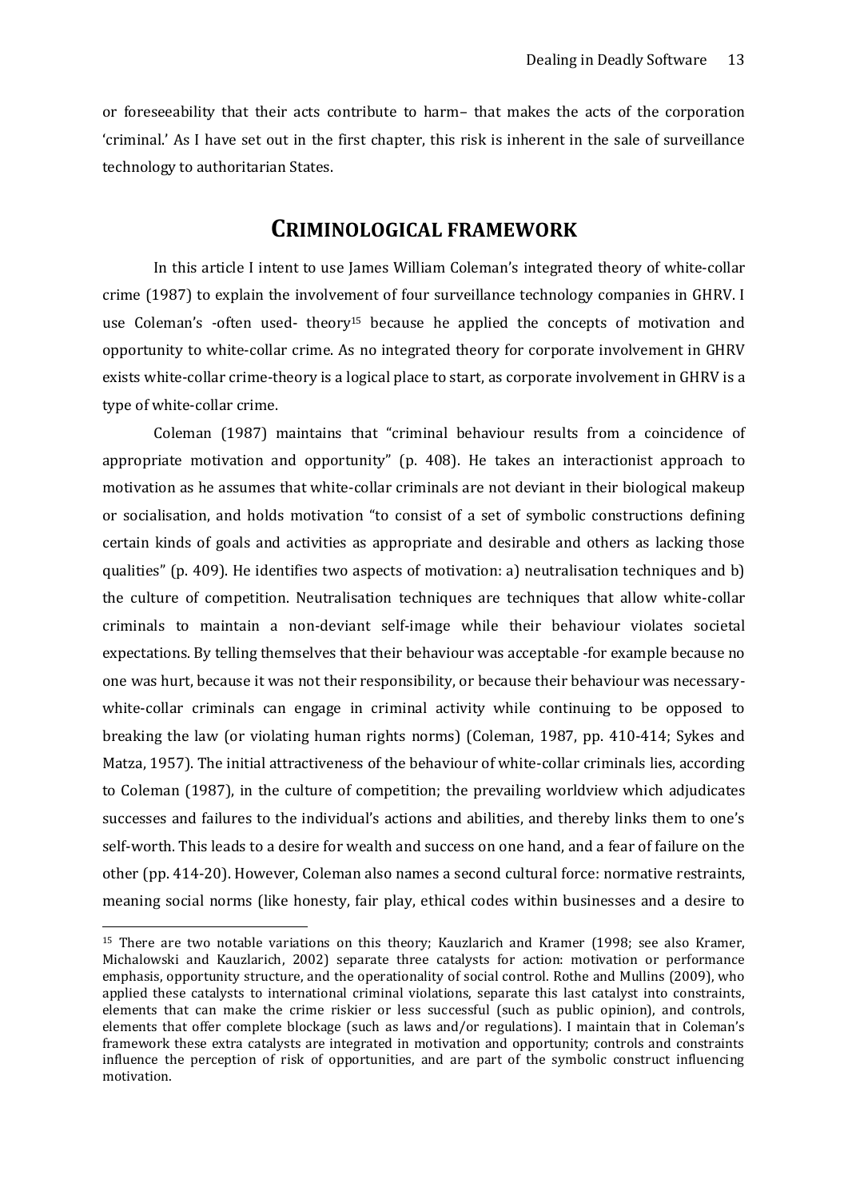or foreseeability that their acts contribute to harm– that makes the acts of the corporation 'criminal.' As I have set out in the first chapter, this risk is inherent in the sale of surveillance technology to authoritarian States.

## CRIMINOLOGICAL FRAMEWORK

In this article I intent to use James William Coleman's integrated theory of white-collar crime (1987) to explain the involvement of four surveillance technology companies in GHRV. I use Coleman's -often used- theory[15] because he applied the concepts of motivation and opportunity to white-collar crime. As no integrated theory for corporate involvement in GHRV exists white-collar crime-theory is a logical place to start, as corporate involvement in GHRV is a type of white-collar crime.

Coleman (1987) maintains that "criminal behaviour results from a coincidence of appropriate motivation and opportunity" (p. 408). He takes an interactionist approach to motivation as he assumes that white-collar criminals are not deviant in their biological makeup or socialisation, and holds motivation "to consist of a set of symbolic constructions defining certain kinds of goals and activities as appropriate and desirable and others as lacking those qualities" (p. 409). He identifies two aspects of motivation: a) neutralisation techniques and b) the culture of competition. Neutralisation techniques are techniques that allow white-collar criminals to maintain a non-deviant self-image while their behaviour violates societal expectations. By telling themselves that their behaviour was acceptable -for example because no one was hurt, because it was not their responsibility, or because their behaviour was necessary- white-collar criminals can engage in criminal activity while continuing to be opposed to breaking the law (or violating human rights norms) (Coleman, 1987, pp. 410-414; Sykes and Matza, 1957). The initial attractiveness of the behaviour of white-collar criminals lies, according to Coleman (1987), in the culture of competition; the prevailing worldview which adjudicates successes and failures to the individual's actions and abilities, and thereby links them to one's self-worth. This leads to a desire for wealth and success on one hand, and a fear of failure on the other (pp. 414-20). However, Coleman also names a second cultural force: normative restraints, meaning social norms (like honesty, fair play, ethical codes within businesses and a desire to

---

[15] There are two notable variations on this theory; Kauzlarich and Kramer (1998; see also Kramer, Michalowski and Kauzlarich, 2002) separate three catalysts for action: motivation or performance emphasis, opportunity structure, and the operationality of social control. Rothe and Mullins (2009), who applied these catalysts to international criminal violations, separate this last catalyst into constraints, elements that can make the crime riskier or less successful (such as public opinion), and controls, elements that offer complete blockage (such as laws and/or regulations). I maintain that in Coleman's framework these extra catalysts are integrated in motivation and opportunity; controls and constraints influence the perception of risk of opportunities, and are part of the symbolic construct influencing motivation.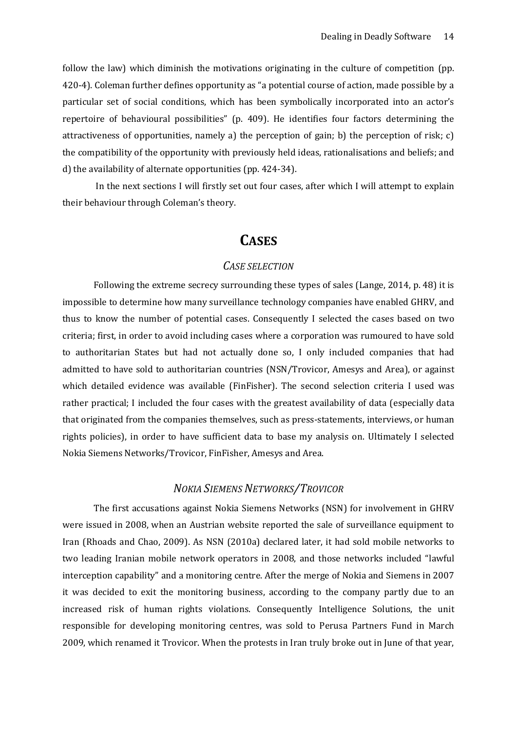follow the law) which diminish the motivations originating in the culture of competition (pp. 420-4). Coleman further defines opportunity as "a potential course of action, made possible by a particular set of social conditions, which has been symbolically incorporated into an actor's repertoire of behavioural possibilities" (p. 409). He identifies four factors determining the attractiveness of opportunities, namely a) the perception of gain; b) the perception of risk; c) the compatibility of the opportunity with previously held ideas, rationalisations and beliefs; and d) the availability of alternate opportunities (pp. 424-34).

In the next sections I will firstly set out four cases, after which I will attempt to explain their behaviour through Coleman's theory.

# CASES

## *CASE SELECTION*

Following the extreme secrecy surrounding these types of sales (Lange, 2014, p. 48) it is impossible to determine how many surveillance technology companies have enabled GHRV, and thus to know the number of potential cases. Consequently I selected the cases based on two criteria; first, in order to avoid including cases where a corporation was rumoured to have sold to authoritarian States but had not actually done so, I only included companies that had admitted to have sold to authoritarian countries (NSN/Trovicor, Amesys and Area), or against which detailed evidence was available (FinFisher). The second selection criteria I used was rather practical; I included the four cases with the greatest availability of data (especially data that originated from the companies themselves, such as press-statements, interviews, or human rights policies), in order to have sufficient data to base my analysis on. Ultimately I selected Nokia Siemens Networks/Trovicor, FinFisher, Amesys and Area.

## *NOKIA SIEMENS NETWORKS/TROVICOR*

The first accusations against Nokia Siemens Networks (NSN) for involvement in GHRV were issued in 2008, when an Austrian website reported the sale of surveillance equipment to Iran (Rhoads and Chao, 2009). As NSN (2010a) declared later, it had sold mobile networks to two leading Iranian mobile network operators in 2008, and those networks included "lawful interception capability" and a monitoring centre. After the merge of Nokia and Siemens in 2007 it was decided to exit the monitoring business, according to the company partly due to an increased risk of human rights violations. Consequently Intelligence Solutions, the unit responsible for developing monitoring centres, was sold to Perusa Partners Fund in March 2009, which renamed it Trovicor. When the protests in Iran truly broke out in June of that year,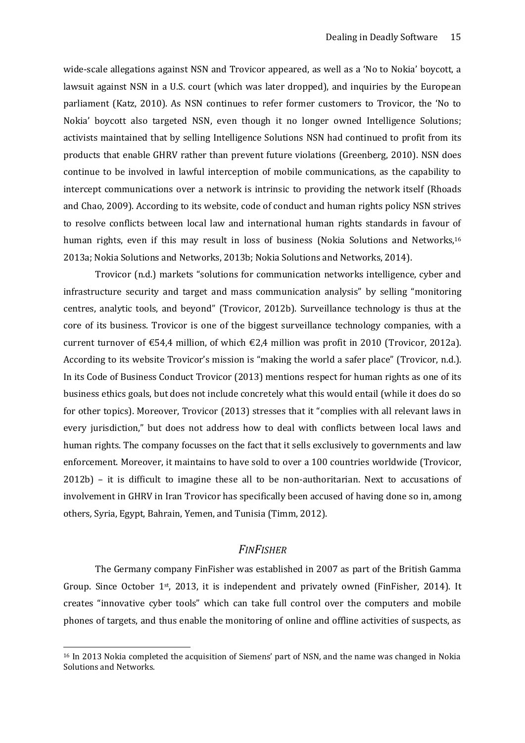wide-scale allegations against NSN and Trovicor appeared, as well as a 'No to Nokia' boycott, a lawsuit against NSN in a U.S. court (which was later dropped), and inquiries by the European parliament (Katz, 2010). As NSN continues to refer former customers to Trovicor, the 'No to Nokia' boycott also targeted NSN, even though it no longer owned Intelligence Solutions; activists maintained that by selling Intelligence Solutions NSN had continued to profit from its products that enable GHRV rather than prevent future violations (Greenberg, 2010). NSN does continue to be involved in lawful interception of mobile communications, as the capability to intercept communications over a network is intrinsic to providing the network itself (Rhoads and Chao, 2009). According to its website, code of conduct and human rights policy NSN strives to resolve conflicts between local law and international human rights standards in favour of human rights, even if this may result in loss of business (Nokia Solutions and Networks,[16] 2013a; Nokia Solutions and Networks, 2013b; Nokia Solutions and Networks, 2014).

Trovicor (n.d.) markets "solutions for communication networks intelligence, cyber and infrastructure security and target and mass communication analysis" by selling "monitoring centres, analytic tools, and beyond" (Trovicor, 2012b). Surveillance technology is thus at the core of its business. Trovicor is one of the biggest surveillance technology companies, with a current turnover of €54,4 million, of which €2,4 million was profit in 2010 (Trovicor, 2012a). According to its website Trovicor's mission is "making the world a safer place" (Trovicor, n.d.). In its Code of Business Conduct Trovicor (2013) mentions respect for human rights as one of its business ethics goals, but does not include concretely what this would entail (while it does do so for other topics). Moreover, Trovicor (2013) stresses that it "complies with all relevant laws in every jurisdiction," but does not address how to deal with conflicts between local laws and human rights. The company focusses on the fact that it sells exclusively to governments and law enforcement. Moreover, it maintains to have sold to over a 100 countries worldwide (Trovicor, 2012b) – it is difficult to imagine these all to be non-authoritarian. Next to accusations of involvement in GHRV in Iran Trovicor has specifically been accused of having done so in, among others, Syria, Egypt, Bahrain, Yemen, and Tunisia (Timm, 2012).

## *FinFisher*

The Germany company FinFisher was established in 2007 as part of the British Gamma Group. Since October 1st, 2013, it is independent and privately owned (FinFisher, 2014). It creates "innovative cyber tools" which can take full control over the computers and mobile phones of targets, and thus enable the monitoring of online and offline activities of suspects, as

[16] In 2013 Nokia completed the acquisition of Siemens' part of NSN, and the name was changed in Nokia Solutions and Networks.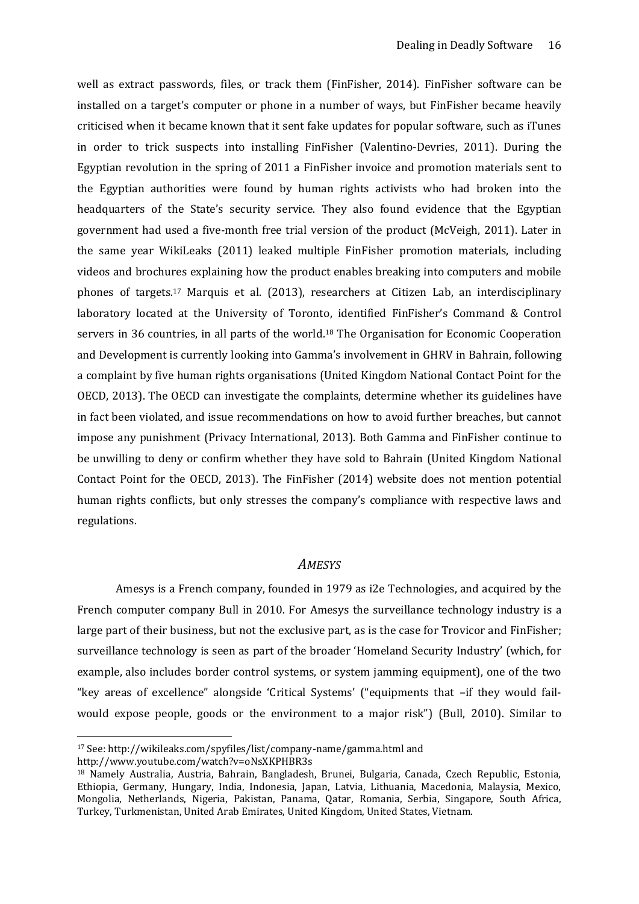well as extract passwords, files, or track them (FinFisher, 2014). FinFisher software can be installed on a target's computer or phone in a number of ways, but FinFisher became heavily criticised when it became known that it sent fake updates for popular software, such as iTunes in order to trick suspects into installing FinFisher (Valentino-Devries, 2011). During the Egyptian revolution in the spring of 2011 a FinFisher invoice and promotion materials sent to the Egyptian authorities were found by human rights activists who had broken into the headquarters of the State's security service. They also found evidence that the Egyptian government had used a five-month free trial version of the product (McVeigh, 2011). Later in the same year WikiLeaks (2011) leaked multiple FinFisher promotion materials, including videos and brochures explaining how the product enables breaking into computers and mobile phones of targets.[17] Marquis et al. (2013), researchers at Citizen Lab, an interdisciplinary laboratory located at the University of Toronto, identified FinFisher's Command & Control servers in 36 countries, in all parts of the world.[18] The Organisation for Economic Cooperation and Development is currently looking into Gamma's involvement in GHRV in Bahrain, following a complaint by five human rights organisations (United Kingdom National Contact Point for the OECD, 2013). The OECD can investigate the complaints, determine whether its guidelines have in fact been violated, and issue recommendations on how to avoid further breaches, but cannot impose any punishment (Privacy International, 2013). Both Gamma and FinFisher continue to be unwilling to deny or confirm whether they have sold to Bahrain (United Kingdom National Contact Point for the OECD, 2013). The FinFisher (2014) website does not mention potential human rights conflicts, but only stresses the company's compliance with respective laws and regulations.

### *Amesys*

Amesys is a French company, founded in 1979 as i2e Technologies, and acquired by the French computer company Bull in 2010. For Amesys the surveillance technology industry is a large part of their business, but not the exclusive part, as is the case for Trovicor and FinFisher; surveillance technology is seen as part of the broader 'Homeland Security Industry' (which, for example, also includes border control systems, or system jamming equipment), one of the two "key areas of excellence" alongside 'Critical Systems' ("equipments that –if they would fail- would expose people, goods or the environment to a major risk") (Bull, 2010). Similar to

---

[17] See: http://wikileaks.com/spyfiles/list/company-name/gamma.html and http://www.youtube.com/watch?v=oNsXKPHBR3s

[18] Namely Australia, Austria, Bahrain, Bangladesh, Brunei, Bulgaria, Canada, Czech Republic, Estonia, Ethiopia, Germany, Hungary, India, Indonesia, Japan, Latvia, Lithuania, Macedonia, Malaysia, Mexico, Mongolia, Netherlands, Nigeria, Pakistan, Panama, Qatar, Romania, Serbia, Singapore, South Africa, Turkey, Turkmenistan, United Arab Emirates, United Kingdom, United States, Vietnam.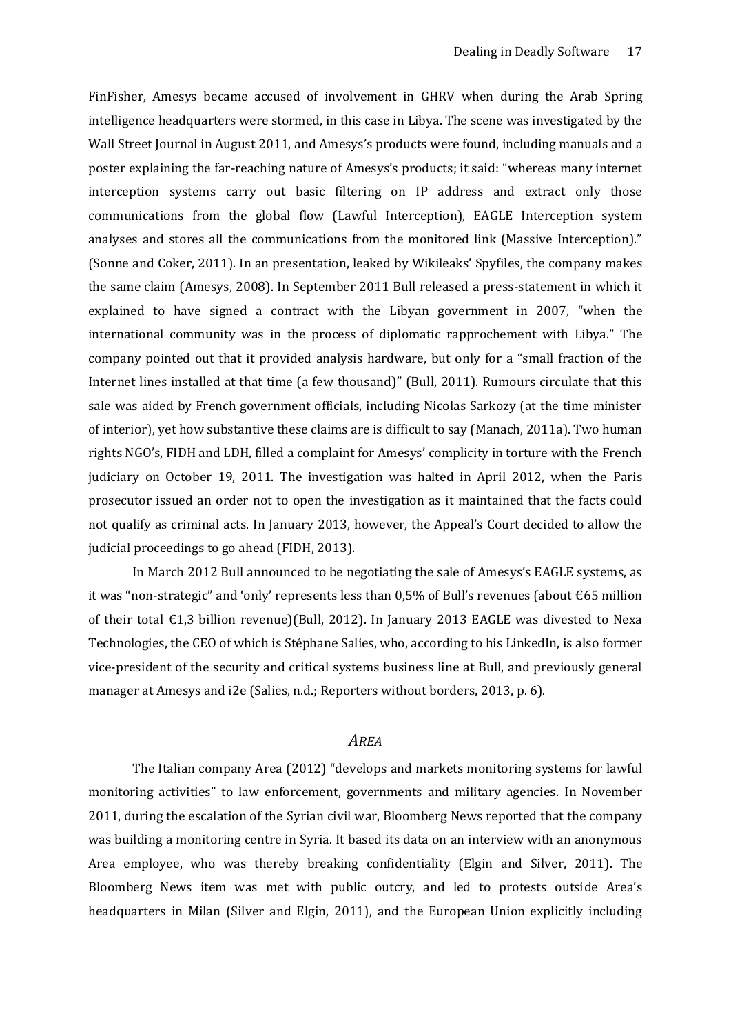FinFisher, Amesys became accused of involvement in GHRV when during the Arab Spring intelligence headquarters were stormed, in this case in Libya. The scene was investigated by the Wall Street Journal in August 2011, and Amesys's products were found, including manuals and a poster explaining the far-reaching nature of Amesys's products; it said: "whereas many internet interception systems carry out basic filtering on IP address and extract only those communications from the global flow (Lawful Interception), EAGLE Interception system analyses and stores all the communications from the monitored link (Massive Interception)." (Sonne and Coker, 2011). In an presentation, leaked by Wikileaks' Spyfiles, the company makes the same claim (Amesys, 2008). In September 2011 Bull released a press-statement in which it explained to have signed a contract with the Libyan government in 2007, "when the international community was in the process of diplomatic rapprochement with Libya." The company pointed out that it provided analysis hardware, but only for a "small fraction of the Internet lines installed at that time (a few thousand)" (Bull, 2011). Rumours circulate that this sale was aided by French government officials, including Nicolas Sarkozy (at the time minister of interior), yet how substantive these claims are is difficult to say (Manach, 2011a). Two human rights NGO's, FIDH and LDH, filled a complaint for Amesys' complicity in torture with the French judiciary on October 19, 2011. The investigation was halted in April 2012, when the Paris prosecutor issued an order not to open the investigation as it maintained that the facts could not qualify as criminal acts. In January 2013, however, the Appeal's Court decided to allow the judicial proceedings to go ahead (FIDH, 2013).

In March 2012 Bull announced to be negotiating the sale of Amesys's EAGLE systems, as it was "non-strategic" and 'only' represents less than 0,5% of Bull's revenues (about €65 million of their total €1,3 billion revenue)(Bull, 2012). In January 2013 EAGLE was divested to Nexa Technologies, the CEO of which is Stéphane Salies, who, according to his LinkedIn, is also former vice-president of the security and critical systems business line at Bull, and previously general manager at Amesys and i2e (Salies, n.d.; Reporters without borders, 2013, p. 6).

### *Area*

The Italian company Area (2012) "develops and markets monitoring systems for lawful monitoring activities" to law enforcement, governments and military agencies. In November 2011, during the escalation of the Syrian civil war, Bloomberg News reported that the company was building a monitoring centre in Syria. It based its data on an interview with an anonymous Area employee, who was thereby breaking confidentiality (Elgin and Silver, 2011). The Bloomberg News item was met with public outcry, and led to protests outside Area's headquarters in Milan (Silver and Elgin, 2011), and the European Union explicitly including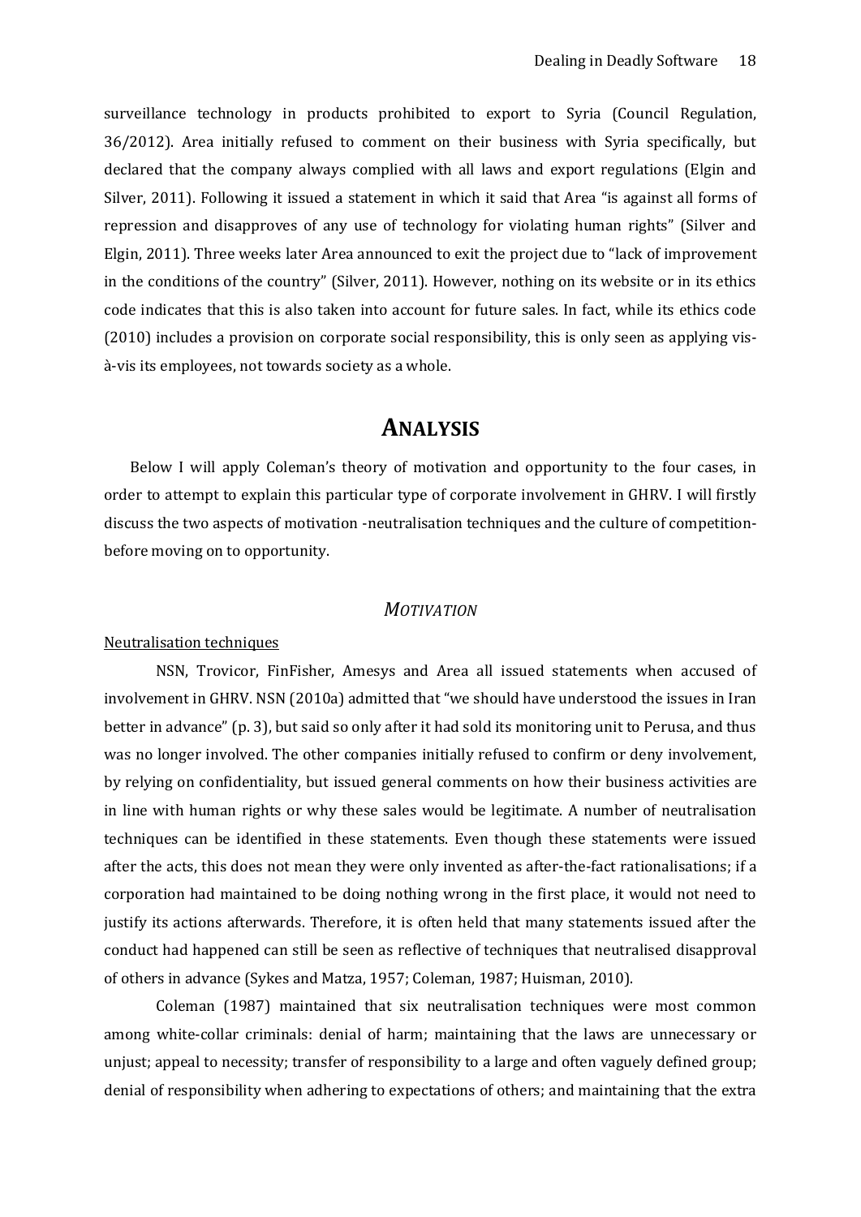surveillance technology in products prohibited to export to Syria (Council Regulation, 36/2012). Area initially refused to comment on their business with Syria specifically, but declared that the company always complied with all laws and export regulations (Elgin and Silver, 2011). Following it issued a statement in which it said that Area "is against all forms of repression and disapproves of any use of technology for violating human rights" (Silver and Elgin, 2011). Three weeks later Area announced to exit the project due to "lack of improvement in the conditions of the country" (Silver, 2011). However, nothing on its website or in its ethics code indicates that this is also taken into account for future sales. In fact, while its ethics code (2010) includes a provision on corporate social responsibility, this is only seen as applying vis-à-vis its employees, not towards society as a whole.

# ANALYSIS

Below I will apply Coleman's theory of motivation and opportunity to the four cases, in order to attempt to explain this particular type of corporate involvement in GHRV. I will firstly discuss the two aspects of motivation -neutralisation techniques and the culture of competition- before moving on to opportunity.

## *MOTIVATION*

### Neutralisation techniques

NSN, Trovicor, FinFisher, Amesys and Area all issued statements when accused of involvement in GHRV. NSN (2010a) admitted that "we should have understood the issues in Iran better in advance" (p. 3), but said so only after it had sold its monitoring unit to Perusa, and thus was no longer involved. The other companies initially refused to confirm or deny involvement, by relying on confidentiality, but issued general comments on how their business activities are in line with human rights or why these sales would be legitimate. A number of neutralisation techniques can be identified in these statements. Even though these statements were issued after the acts, this does not mean they were only invented as after-the-fact rationalisations; if a corporation had maintained to be doing nothing wrong in the first place, it would not need to justify its actions afterwards. Therefore, it is often held that many statements issued after the conduct had happened can still be seen as reflective of techniques that neutralised disapproval of others in advance (Sykes and Matza, 1957; Coleman, 1987; Huisman, 2010).

Coleman (1987) maintained that six neutralisation techniques were most common among white-collar criminals: denial of harm; maintaining that the laws are unnecessary or unjust; appeal to necessity; transfer of responsibility to a large and often vaguely defined group; denial of responsibility when adhering to expectations of others; and maintaining that the extra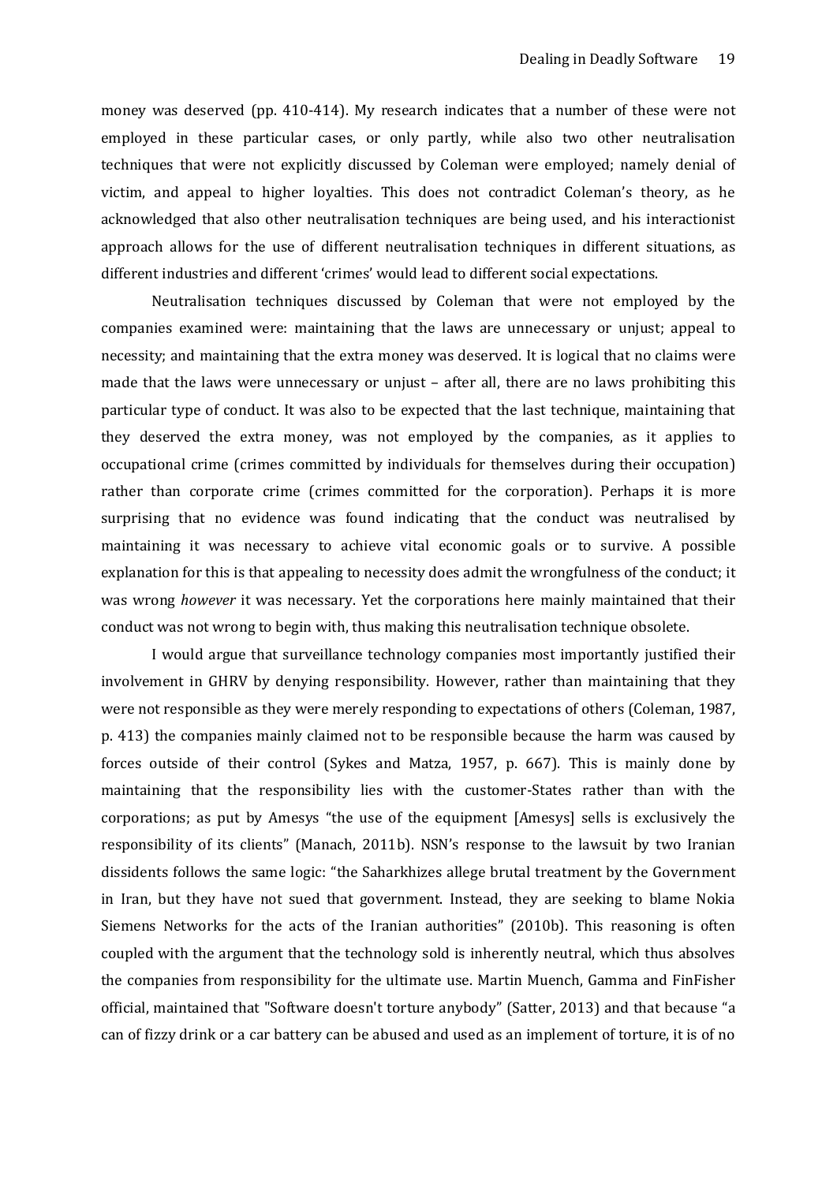money was deserved (pp. 410-414). My research indicates that a number of these were not employed in these particular cases, or only partly, while also two other neutralisation techniques that were not explicitly discussed by Coleman were employed; namely denial of victim, and appeal to higher loyalties. This does not contradict Coleman's theory, as he acknowledged that also other neutralisation techniques are being used, and his interactionist approach allows for the use of different neutralisation techniques in different situations, as different industries and different 'crimes' would lead to different social expectations.

Neutralisation techniques discussed by Coleman that were not employed by the companies examined were: maintaining that the laws are unnecessary or unjust; appeal to necessity; and maintaining that the extra money was deserved. It is logical that no claims were made that the laws were unnecessary or unjust – after all, there are no laws prohibiting this particular type of conduct. It was also to be expected that the last technique, maintaining that they deserved the extra money, was not employed by the companies, as it applies to occupational crime (crimes committed by individuals for themselves during their occupation) rather than corporate crime (crimes committed for the corporation). Perhaps it is more surprising that no evidence was found indicating that the conduct was neutralised by maintaining it was necessary to achieve vital economic goals or to survive. A possible explanation for this is that appealing to necessity does admit the wrongfulness of the conduct; it was wrong *however* it was necessary. Yet the corporations here mainly maintained that their conduct was not wrong to begin with, thus making this neutralisation technique obsolete.

I would argue that surveillance technology companies most importantly justified their involvement in GHRV by denying responsibility. However, rather than maintaining that they were not responsible as they were merely responding to expectations of others (Coleman, 1987, p. 413) the companies mainly claimed not to be responsible because the harm was caused by forces outside of their control (Sykes and Matza, 1957, p. 667). This is mainly done by maintaining that the responsibility lies with the customer-States rather than with the corporations; as put by Amesys "the use of the equipment [Amesys] sells is exclusively the responsibility of its clients" (Manach, 2011b). NSN's response to the lawsuit by two Iranian dissidents follows the same logic: "the Saharkhizes allege brutal treatment by the Government in Iran, but they have not sued that government. Instead, they are seeking to blame Nokia Siemens Networks for the acts of the Iranian authorities" (2010b). This reasoning is often coupled with the argument that the technology sold is inherently neutral, which thus absolves the companies from responsibility for the ultimate use. Martin Muench, Gamma and FinFisher official, maintained that "Software doesn't torture anybody" (Satter, 2013) and that because "a can of fizzy drink or a car battery can be abused and used as an implement of torture, it is of no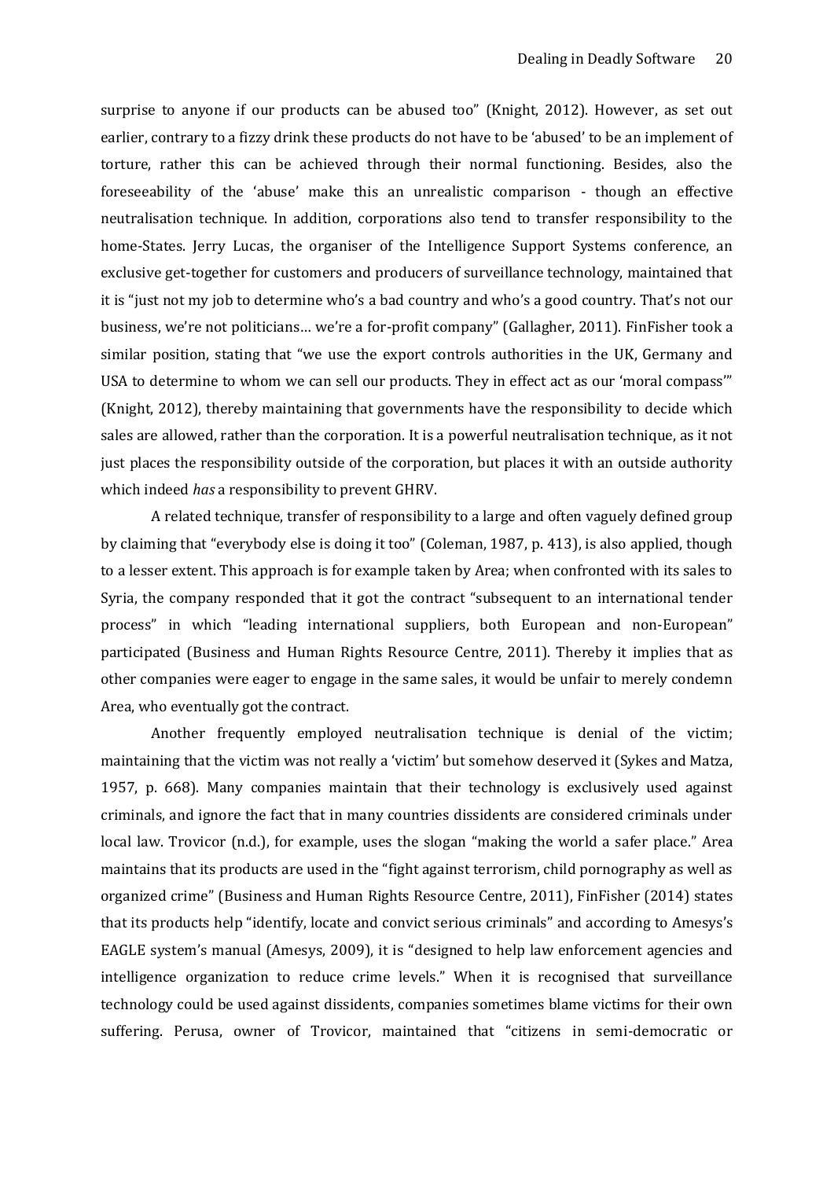surprise to anyone if our products can be abused too" (Knight, 2012). However, as set out earlier, contrary to a fizzy drink these products do not have to be 'abused' to be an implement of torture, rather this can be achieved through their normal functioning. Besides, also the foreseeability of the 'abuse' make this an unrealistic comparison - though an effective neutralisation technique. In addition, corporations also tend to transfer responsibility to the home-States. Jerry Lucas, the organiser of the Intelligence Support Systems conference, an exclusive get-together for customers and producers of surveillance technology, maintained that it is "just not my job to determine who's a bad country and who's a good country. That's not our business, we're not politicians… we're a for-profit company" (Gallagher, 2011). FinFisher took a similar position, stating that "we use the export controls authorities in the UK, Germany and USA to determine to whom we can sell our products. They in effect act as our 'moral compass'" (Knight, 2012), thereby maintaining that governments have the responsibility to decide which sales are allowed, rather than the corporation. It is a powerful neutralisation technique, as it not just places the responsibility outside of the corporation, but places it with an outside authority which indeed *has* a responsibility to prevent GHRV.

A related technique, transfer of responsibility to a large and often vaguely defined group by claiming that "everybody else is doing it too" (Coleman, 1987, p. 413), is also applied, though to a lesser extent. This approach is for example taken by Area; when confronted with its sales to Syria, the company responded that it got the contract "subsequent to an international tender process" in which "leading international suppliers, both European and non-European" participated (Business and Human Rights Resource Centre, 2011). Thereby it implies that as other companies were eager to engage in the same sales, it would be unfair to merely condemn Area, who eventually got the contract.

Another frequently employed neutralisation technique is denial of the victim; maintaining that the victim was not really a 'victim' but somehow deserved it (Sykes and Matza, 1957, p. 668). Many companies maintain that their technology is exclusively used against criminals, and ignore the fact that in many countries dissidents are considered criminals under local law. Trovicor (n.d.), for example, uses the slogan "making the world a safer place." Area maintains that its products are used in the "fight against terrorism, child pornography as well as organized crime" (Business and Human Rights Resource Centre, 2011), FinFisher (2014) states that its products help "identify, locate and convict serious criminals" and according to Amesys's EAGLE system's manual (Amesys, 2009), it is "designed to help law enforcement agencies and intelligence organization to reduce crime levels." When it is recognised that surveillance technology could be used against dissidents, companies sometimes blame victims for their own suffering. Perusa, owner of Trovicor, maintained that "citizens in semi-democratic or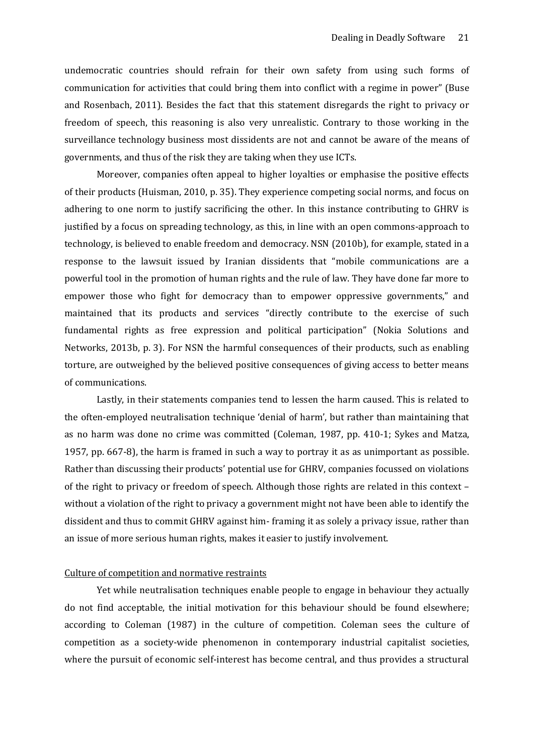undemocratic countries should refrain for their own safety from using such forms of communication for activities that could bring them into conflict with a regime in power" (Buse and Rosenbach, 2011). Besides the fact that this statement disregards the right to privacy or freedom of speech, this reasoning is also very unrealistic. Contrary to those working in the surveillance technology business most dissidents are not and cannot be aware of the means of governments, and thus of the risk they are taking when they use ICTs.

Moreover, companies often appeal to higher loyalties or emphasise the positive effects of their products (Huisman, 2010, p. 35). They experience competing social norms, and focus on adhering to one norm to justify sacrificing the other. In this instance contributing to GHRV is justified by a focus on spreading technology, as this, in line with an open commons-approach to technology, is believed to enable freedom and democracy. NSN (2010b), for example, stated in a response to the lawsuit issued by Iranian dissidents that "mobile communications are a powerful tool in the promotion of human rights and the rule of law. They have done far more to empower those who fight for democracy than to empower oppressive governments," and maintained that its products and services "directly contribute to the exercise of such fundamental rights as free expression and political participation" (Nokia Solutions and Networks, 2013b, p. 3). For NSN the harmful consequences of their products, such as enabling torture, are outweighed by the believed positive consequences of giving access to better means of communications.

Lastly, in their statements companies tend to lessen the harm caused. This is related to the often-employed neutralisation technique 'denial of harm', but rather than maintaining that as no harm was done no crime was committed (Coleman, 1987, pp. 410-1; Sykes and Matza, 1957, pp. 667-8), the harm is framed in such a way to portray it as as unimportant as possible. Rather than discussing their products' potential use for GHRV, companies focussed on violations of the right to privacy or freedom of speech. Although those rights are related in this context – without a violation of the right to privacy a government might not have been able to identify the dissident and thus to commit GHRV against him- framing it as solely a privacy issue, rather than an issue of more serious human rights, makes it easier to justify involvement.

## Culture of competition and normative restraints

Yet while neutralisation techniques enable people to engage in behaviour they actually do not find acceptable, the initial motivation for this behaviour should be found elsewhere; according to Coleman (1987) in the culture of competition. Coleman sees the culture of competition as a society-wide phenomenon in contemporary industrial capitalist societies, where the pursuit of economic self-interest has become central, and thus provides a structural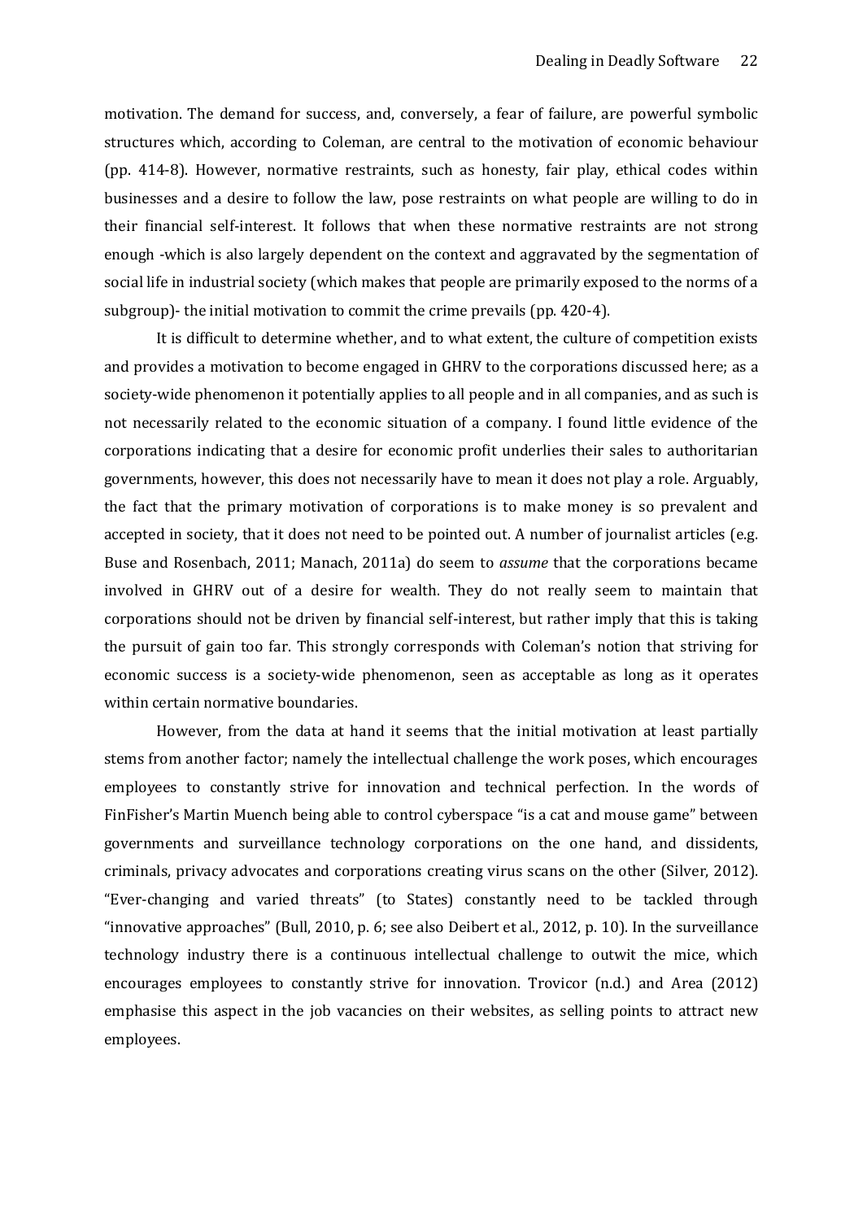motivation. The demand for success, and, conversely, a fear of failure, are powerful symbolic structures which, according to Coleman, are central to the motivation of economic behaviour (pp. 414-8). However, normative restraints, such as honesty, fair play, ethical codes within businesses and a desire to follow the law, pose restraints on what people are willing to do in their financial self-interest. It follows that when these normative restraints are not strong enough -which is also largely dependent on the context and aggravated by the segmentation of social life in industrial society (which makes that people are primarily exposed to the norms of a subgroup)- the initial motivation to commit the crime prevails (pp. 420-4).

It is difficult to determine whether, and to what extent, the culture of competition exists and provides a motivation to become engaged in GHRV to the corporations discussed here; as a society-wide phenomenon it potentially applies to all people and in all companies, and as such is not necessarily related to the economic situation of a company. I found little evidence of the corporations indicating that a desire for economic profit underlies their sales to authoritarian governments, however, this does not necessarily have to mean it does not play a role. Arguably, the fact that the primary motivation of corporations is to make money is so prevalent and accepted in society, that it does not need to be pointed out. A number of journalist articles (e.g. Buse and Rosenbach, 2011; Manach, 2011a) do seem to *assume* that the corporations became involved in GHRV out of a desire for wealth. They do not really seem to maintain that corporations should not be driven by financial self-interest, but rather imply that this is taking the pursuit of gain too far. This strongly corresponds with Coleman's notion that striving for economic success is a society-wide phenomenon, seen as acceptable as long as it operates within certain normative boundaries.

However, from the data at hand it seems that the initial motivation at least partially stems from another factor; namely the intellectual challenge the work poses, which encourages employees to constantly strive for innovation and technical perfection. In the words of FinFisher's Martin Muench being able to control cyberspace "is a cat and mouse game" between governments and surveillance technology corporations on the one hand, and dissidents, criminals, privacy advocates and corporations creating virus scans on the other (Silver, 2012). "Ever-changing and varied threats" (to States) constantly need to be tackled through "innovative approaches" (Bull, 2010, p. 6; see also Deibert et al., 2012, p. 10). In the surveillance technology industry there is a continuous intellectual challenge to outwit the mice, which encourages employees to constantly strive for innovation. Trovicor (n.d.) and Area (2012) emphasise this aspect in the job vacancies on their websites, as selling points to attract new employees.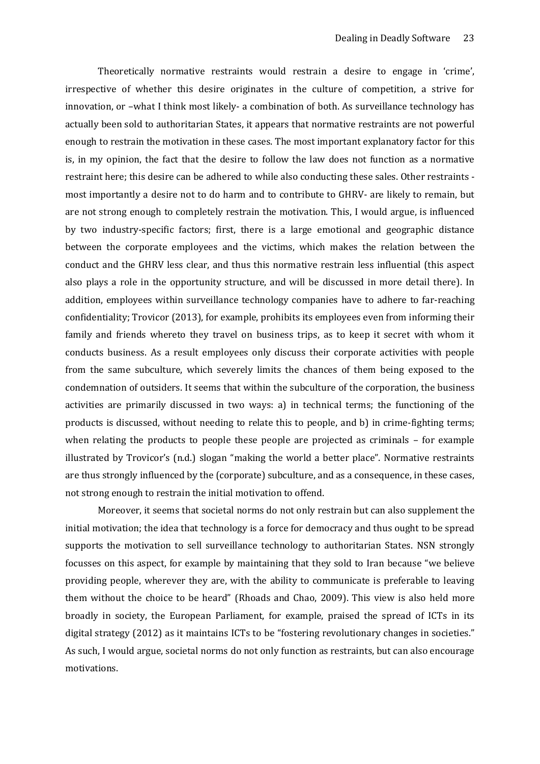Theoretically normative restraints would restrain a desire to engage in 'crime', irrespective of whether this desire originates in the culture of competition, a strive for innovation, or –what I think most likely- a combination of both. As surveillance technology has actually been sold to authoritarian States, it appears that normative restraints are not powerful enough to restrain the motivation in these cases. The most important explanatory factor for this is, in my opinion, the fact that the desire to follow the law does not function as a normative restraint here; this desire can be adhered to while also conducting these sales. Other restraints - most importantly a desire not to do harm and to contribute to GHRV- are likely to remain, but are not strong enough to completely restrain the motivation. This, I would argue, is influenced by two industry-specific factors; first, there is a large emotional and geographic distance between the corporate employees and the victims, which makes the relation between the conduct and the GHRV less clear, and thus this normative restrain less influential (this aspect also plays a role in the opportunity structure, and will be discussed in more detail there). In addition, employees within surveillance technology companies have to adhere to far-reaching confidentiality; Trovicor (2013), for example, prohibits its employees even from informing their family and friends whereto they travel on business trips, as to keep it secret with whom it conducts business. As a result employees only discuss their corporate activities with people from the same subculture, which severely limits the chances of them being exposed to the condemnation of outsiders. It seems that within the subculture of the corporation, the business activities are primarily discussed in two ways: a) in technical terms; the functioning of the products is discussed, without needing to relate this to people, and b) in crime-fighting terms; when relating the products to people these people are projected as criminals – for example illustrated by Trovicor's (n.d.) slogan "making the world a better place". Normative restraints are thus strongly influenced by the (corporate) subculture, and as a consequence, in these cases, not strong enough to restrain the initial motivation to offend.

Moreover, it seems that societal norms do not only restrain but can also supplement the initial motivation; the idea that technology is a force for democracy and thus ought to be spread supports the motivation to sell surveillance technology to authoritarian States. NSN strongly focusses on this aspect, for example by maintaining that they sold to Iran because "we believe providing people, wherever they are, with the ability to communicate is preferable to leaving them without the choice to be heard" (Rhoads and Chao, 2009). This view is also held more broadly in society, the European Parliament, for example, praised the spread of ICTs in its digital strategy (2012) as it maintains ICTs to be "fostering revolutionary changes in societies." As such, I would argue, societal norms do not only function as restraints, but can also encourage motivations.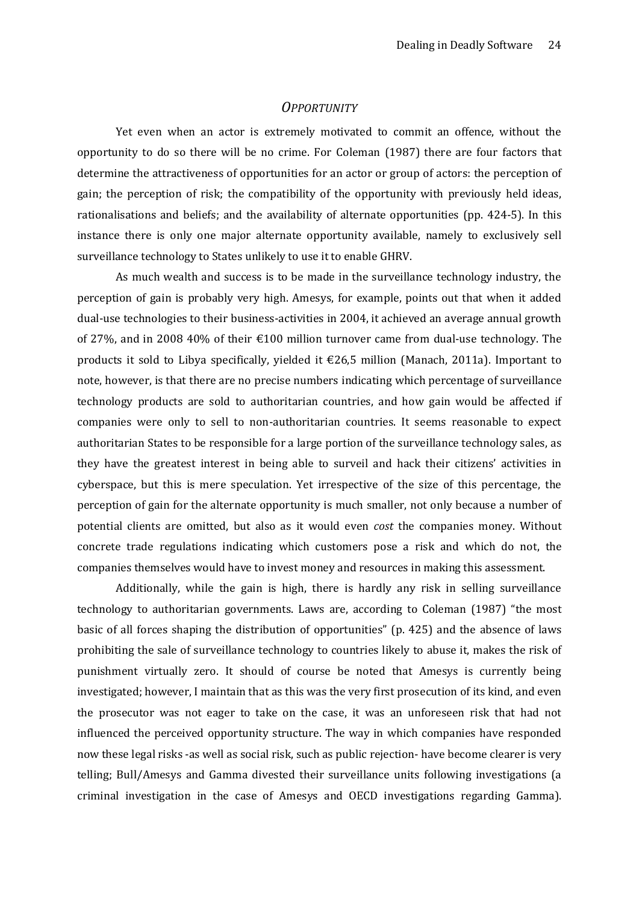## *Opportunity*

Yet even when an actor is extremely motivated to commit an offence, without the opportunity to do so there will be no crime. For Coleman (1987) there are four factors that determine the attractiveness of opportunities for an actor or group of actors: the perception of gain; the perception of risk; the compatibility of the opportunity with previously held ideas, rationalisations and beliefs; and the availability of alternate opportunities (pp. 424-5). In this instance there is only one major alternate opportunity available, namely to exclusively sell surveillance technology to States unlikely to use it to enable GHRV.

As much wealth and success is to be made in the surveillance technology industry, the perception of gain is probably very high. Amesys, for example, points out that when it added dual-use technologies to their business-activities in 2004, it achieved an average annual growth of 27%, and in 2008 40% of their €100 million turnover came from dual-use technology. The products it sold to Libya specifically, yielded it €26,5 million (Manach, 2011a). Important to note, however, is that there are no precise numbers indicating which percentage of surveillance technology products are sold to authoritarian countries, and how gain would be affected if companies were only to sell to non-authoritarian countries. It seems reasonable to expect authoritarian States to be responsible for a large portion of the surveillance technology sales, as they have the greatest interest in being able to surveil and hack their citizens' activities in cyberspace, but this is mere speculation. Yet irrespective of the size of this percentage, the perception of gain for the alternate opportunity is much smaller, not only because a number of potential clients are omitted, but also as it would even *cost* the companies money. Without concrete trade regulations indicating which customers pose a risk and which do not, the companies themselves would have to invest money and resources in making this assessment.

Additionally, while the gain is high, there is hardly any risk in selling surveillance technology to authoritarian governments. Laws are, according to Coleman (1987) "the most basic of all forces shaping the distribution of opportunities" (p. 425) and the absence of laws prohibiting the sale of surveillance technology to countries likely to abuse it, makes the risk of punishment virtually zero. It should of course be noted that Amesys is currently being investigated; however, I maintain that as this was the very first prosecution of its kind, and even the prosecutor was not eager to take on the case, it was an unforeseen risk that had not influenced the perceived opportunity structure. The way in which companies have responded now these legal risks -as well as social risk, such as public rejection- have become clearer is very telling; Bull/Amesys and Gamma divested their surveillance units following investigations (a criminal investigation in the case of Amesys and OECD investigations regarding Gamma).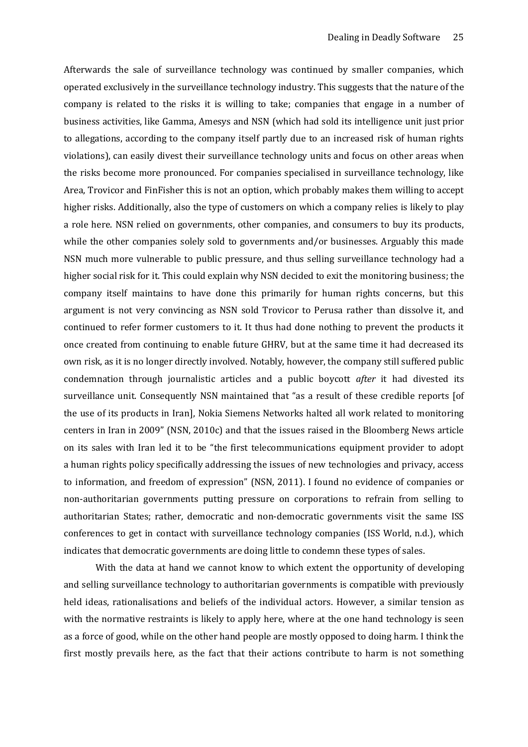Afterwards the sale of surveillance technology was continued by smaller companies, which operated exclusively in the surveillance technology industry. This suggests that the nature of the company is related to the risks it is willing to take; companies that engage in a number of business activities, like Gamma, Amesys and NSN (which had sold its intelligence unit just prior to allegations, according to the company itself partly due to an increased risk of human rights violations), can easily divest their surveillance technology units and focus on other areas when the risks become more pronounced. For companies specialised in surveillance technology, like Area, Trovicor and FinFisher this is not an option, which probably makes them willing to accept higher risks. Additionally, also the type of customers on which a company relies is likely to play a role here. NSN relied on governments, other companies, and consumers to buy its products, while the other companies solely sold to governments and/or businesses. Arguably this made NSN much more vulnerable to public pressure, and thus selling surveillance technology had a higher social risk for it. This could explain why NSN decided to exit the monitoring business; the company itself maintains to have done this primarily for human rights concerns, but this argument is not very convincing as NSN sold Trovicor to Perusa rather than dissolve it, and continued to refer former customers to it. It thus had done nothing to prevent the products it once created from continuing to enable future GHRV, but at the same time it had decreased its own risk, as it is no longer directly involved. Notably, however, the company still suffered public condemnation through journalistic articles and a public boycott *after* it had divested its surveillance unit. Consequently NSN maintained that "as a result of these credible reports [of the use of its products in Iran], Nokia Siemens Networks halted all work related to monitoring centers in Iran in 2009" (NSN, 2010c) and that the issues raised in the Bloomberg News article on its sales with Iran led it to be "the first telecommunications equipment provider to adopt a human rights policy specifically addressing the issues of new technologies and privacy, access to information, and freedom of expression" (NSN, 2011). I found no evidence of companies or non-authoritarian governments putting pressure on corporations to refrain from selling to authoritarian States; rather, democratic and non-democratic governments visit the same ISS conferences to get in contact with surveillance technology companies (ISS World, n.d.), which indicates that democratic governments are doing little to condemn these types of sales.

With the data at hand we cannot know to which extent the opportunity of developing and selling surveillance technology to authoritarian governments is compatible with previously held ideas, rationalisations and beliefs of the individual actors. However, a similar tension as with the normative restraints is likely to apply here, where at the one hand technology is seen as a force of good, while on the other hand people are mostly opposed to doing harm. I think the first mostly prevails here, as the fact that their actions contribute to harm is not something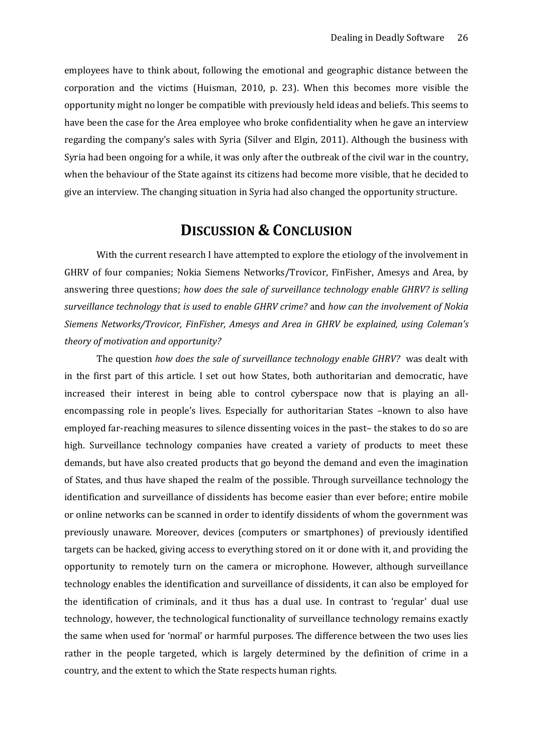employees have to think about, following the emotional and geographic distance between the corporation and the victims (Huisman, 2010, p. 23). When this becomes more visible the opportunity might no longer be compatible with previously held ideas and beliefs. This seems to have been the case for the Area employee who broke confidentiality when he gave an interview regarding the company's sales with Syria (Silver and Elgin, 2011). Although the business with Syria had been ongoing for a while, it was only after the outbreak of the civil war in the country, when the behaviour of the State against its citizens had become more visible, that he decided to give an interview. The changing situation in Syria had also changed the opportunity structure.

## DISCUSSION & CONCLUSION

With the current research I have attempted to explore the etiology of the involvement in GHRV of four companies; Nokia Siemens Networks/Trovicor, FinFisher, Amesys and Area, by answering three questions; *how does the sale of surveillance technology enable GHRV? is selling surveillance technology that is used to enable GHRV crime?* and *how can the involvement of Nokia Siemens Networks/Trovicor, FinFisher, Amesys and Area in GHRV be explained, using Coleman's theory of motivation and opportunity?*

The question *how does the sale of surveillance technology enable GHRV?* was dealt with in the first part of this article. I set out how States, both authoritarian and democratic, have increased their interest in being able to control cyberspace now that is playing an all-encompassing role in people's lives. Especially for authoritarian States –known to also have employed far-reaching measures to silence dissenting voices in the past– the stakes to do so are high. Surveillance technology companies have created a variety of products to meet these demands, but have also created products that go beyond the demand and even the imagination of States, and thus have shaped the realm of the possible. Through surveillance technology the identification and surveillance of dissidents has become easier than ever before; entire mobile or online networks can be scanned in order to identify dissidents of whom the government was previously unaware. Moreover, devices (computers or smartphones) of previously identified targets can be hacked, giving access to everything stored on it or done with it, and providing the opportunity to remotely turn on the camera or microphone. However, although surveillance technology enables the identification and surveillance of dissidents, it can also be employed for the identification of criminals, and it thus has a dual use. In contrast to 'regular' dual use technology, however, the technological functionality of surveillance technology remains exactly the same when used for 'normal' or harmful purposes. The difference between the two uses lies rather in the people targeted, which is largely determined by the definition of crime in a country, and the extent to which the State respects human rights.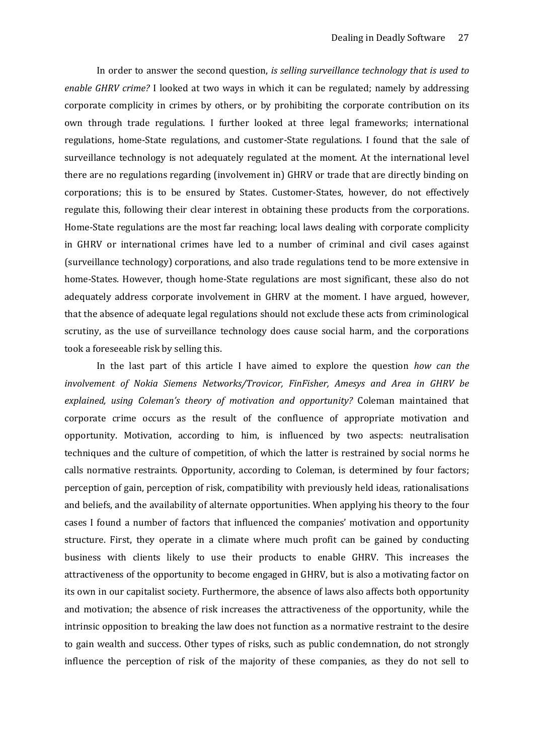In order to answer the second question, *is selling surveillance technology that is used to enable GHRV crime?* I looked at two ways in which it can be regulated; namely by addressing corporate complicity in crimes by others, or by prohibiting the corporate contribution on its own through trade regulations. I further looked at three legal frameworks; international regulations, home-State regulations, and customer-State regulations. I found that the sale of surveillance technology is not adequately regulated at the moment. At the international level there are no regulations regarding (involvement in) GHRV or trade that are directly binding on corporations; this is to be ensured by States. Customer-States, however, do not effectively regulate this, following their clear interest in obtaining these products from the corporations. Home-State regulations are the most far reaching; local laws dealing with corporate complicity in GHRV or international crimes have led to a number of criminal and civil cases against (surveillance technology) corporations, and also trade regulations tend to be more extensive in home-States. However, though home-State regulations are most significant, these also do not adequately address corporate involvement in GHRV at the moment. I have argued, however, that the absence of adequate legal regulations should not exclude these acts from criminological scrutiny, as the use of surveillance technology does cause social harm, and the corporations took a foreseeable risk by selling this.

In the last part of this article I have aimed to explore the question *how can the involvement of Nokia Siemens Networks/Trovicor, FinFisher, Amesys and Area in GHRV be explained, using Coleman's theory of motivation and opportunity?* Coleman maintained that corporate crime occurs as the result of the confluence of appropriate motivation and opportunity. Motivation, according to him, is influenced by two aspects: neutralisation techniques and the culture of competition, of which the latter is restrained by social norms he calls normative restraints. Opportunity, according to Coleman, is determined by four factors; perception of gain, perception of risk, compatibility with previously held ideas, rationalisations and beliefs, and the availability of alternate opportunities. When applying his theory to the four cases I found a number of factors that influenced the companies' motivation and opportunity structure. First, they operate in a climate where much profit can be gained by conducting business with clients likely to use their products to enable GHRV. This increases the attractiveness of the opportunity to become engaged in GHRV, but is also a motivating factor on its own in our capitalist society. Furthermore, the absence of laws also affects both opportunity and motivation; the absence of risk increases the attractiveness of the opportunity, while the intrinsic opposition to breaking the law does not function as a normative restraint to the desire to gain wealth and success. Other types of risks, such as public condemnation, do not strongly influence the perception of risk of the majority of these companies, as they do not sell to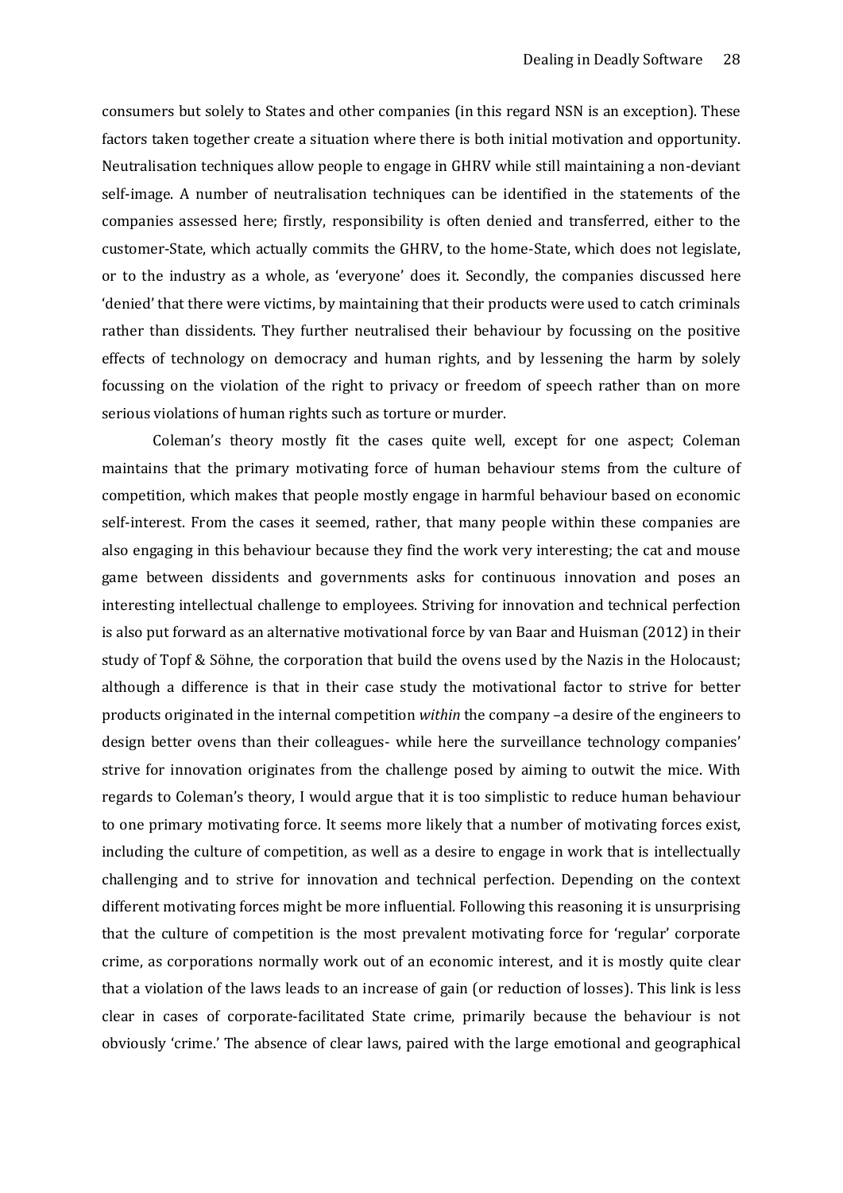consumers but solely to States and other companies (in this regard NSN is an exception). These factors taken together create a situation where there is both initial motivation and opportunity. Neutralisation techniques allow people to engage in GHRV while still maintaining a non-deviant self-image. A number of neutralisation techniques can be identified in the statements of the companies assessed here; firstly, responsibility is often denied and transferred, either to the customer-State, which actually commits the GHRV, to the home-State, which does not legislate, or to the industry as a whole, as 'everyone' does it. Secondly, the companies discussed here 'denied' that there were victims, by maintaining that their products were used to catch criminals rather than dissidents. They further neutralised their behaviour by focussing on the positive effects of technology on democracy and human rights, and by lessening the harm by solely focussing on the violation of the right to privacy or freedom of speech rather than on more serious violations of human rights such as torture or murder.

Coleman's theory mostly fit the cases quite well, except for one aspect; Coleman maintains that the primary motivating force of human behaviour stems from the culture of competition, which makes that people mostly engage in harmful behaviour based on economic self-interest. From the cases it seemed, rather, that many people within these companies are also engaging in this behaviour because they find the work very interesting; the cat and mouse game between dissidents and governments asks for continuous innovation and poses an interesting intellectual challenge to employees. Striving for innovation and technical perfection is also put forward as an alternative motivational force by van Baar and Huisman (2012) in their study of Topf & Söhne, the corporation that build the ovens used by the Nazis in the Holocaust; although a difference is that in their case study the motivational factor to strive for better products originated in the internal competition *within* the company –a desire of the engineers to design better ovens than their colleagues- while here the surveillance technology companies' strive for innovation originates from the challenge posed by aiming to outwit the mice. With regards to Coleman's theory, I would argue that it is too simplistic to reduce human behaviour to one primary motivating force. It seems more likely that a number of motivating forces exist, including the culture of competition, as well as a desire to engage in work that is intellectually challenging and to strive for innovation and technical perfection. Depending on the context different motivating forces might be more influential. Following this reasoning it is unsurprising that the culture of competition is the most prevalent motivating force for 'regular' corporate crime, as corporations normally work out of an economic interest, and it is mostly quite clear that a violation of the laws leads to an increase of gain (or reduction of losses). This link is less clear in cases of corporate-facilitated State crime, primarily because the behaviour is not obviously 'crime.' The absence of clear laws, paired with the large emotional and geographical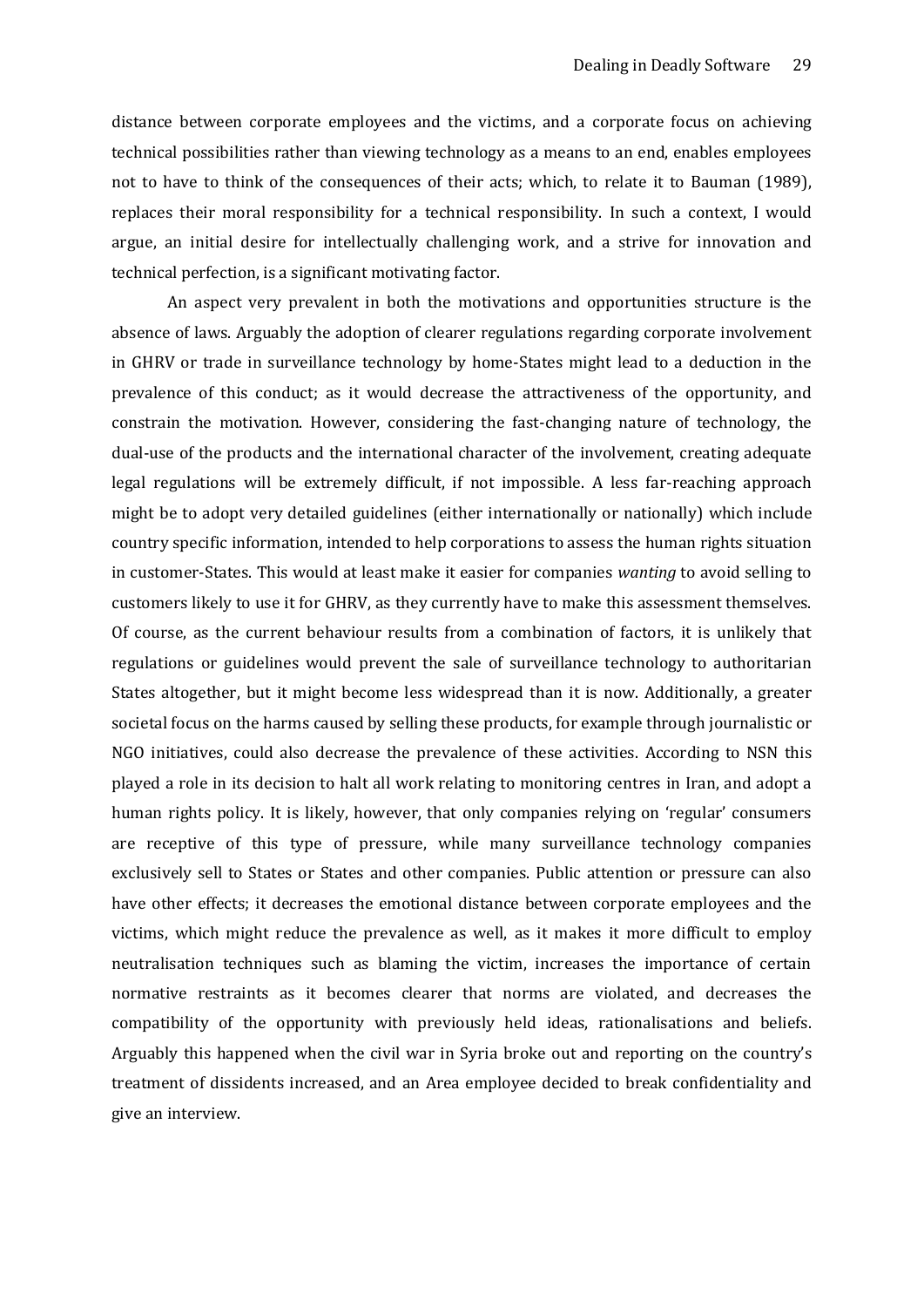distance between corporate employees and the victims, and a corporate focus on achieving technical possibilities rather than viewing technology as a means to an end, enables employees not to have to think of the consequences of their acts; which, to relate it to Bauman (1989), replaces their moral responsibility for a technical responsibility. In such a context, I would argue, an initial desire for intellectually challenging work, and a strive for innovation and technical perfection, is a significant motivating factor.

An aspect very prevalent in both the motivations and opportunities structure is the absence of laws. Arguably the adoption of clearer regulations regarding corporate involvement in GHRV or trade in surveillance technology by home-States might lead to a deduction in the prevalence of this conduct; as it would decrease the attractiveness of the opportunity, and constrain the motivation. However, considering the fast-changing nature of technology, the dual-use of the products and the international character of the involvement, creating adequate legal regulations will be extremely difficult, if not impossible. A less far-reaching approach might be to adopt very detailed guidelines (either internationally or nationally) which include country specific information, intended to help corporations to assess the human rights situation in customer-States. This would at least make it easier for companies *wanting* to avoid selling to customers likely to use it for GHRV, as they currently have to make this assessment themselves. Of course, as the current behaviour results from a combination of factors, it is unlikely that regulations or guidelines would prevent the sale of surveillance technology to authoritarian States altogether, but it might become less widespread than it is now. Additionally, a greater societal focus on the harms caused by selling these products, for example through journalistic or NGO initiatives, could also decrease the prevalence of these activities. According to NSN this played a role in its decision to halt all work relating to monitoring centres in Iran, and adopt a human rights policy. It is likely, however, that only companies relying on 'regular' consumers are receptive of this type of pressure, while many surveillance technology companies exclusively sell to States or States and other companies. Public attention or pressure can also have other effects; it decreases the emotional distance between corporate employees and the victims, which might reduce the prevalence as well, as it makes it more difficult to employ neutralisation techniques such as blaming the victim, increases the importance of certain normative restraints as it becomes clearer that norms are violated, and decreases the compatibility of the opportunity with previously held ideas, rationalisations and beliefs. Arguably this happened when the civil war in Syria broke out and reporting on the country's treatment of dissidents increased, and an Area employee decided to break confidentiality and give an interview.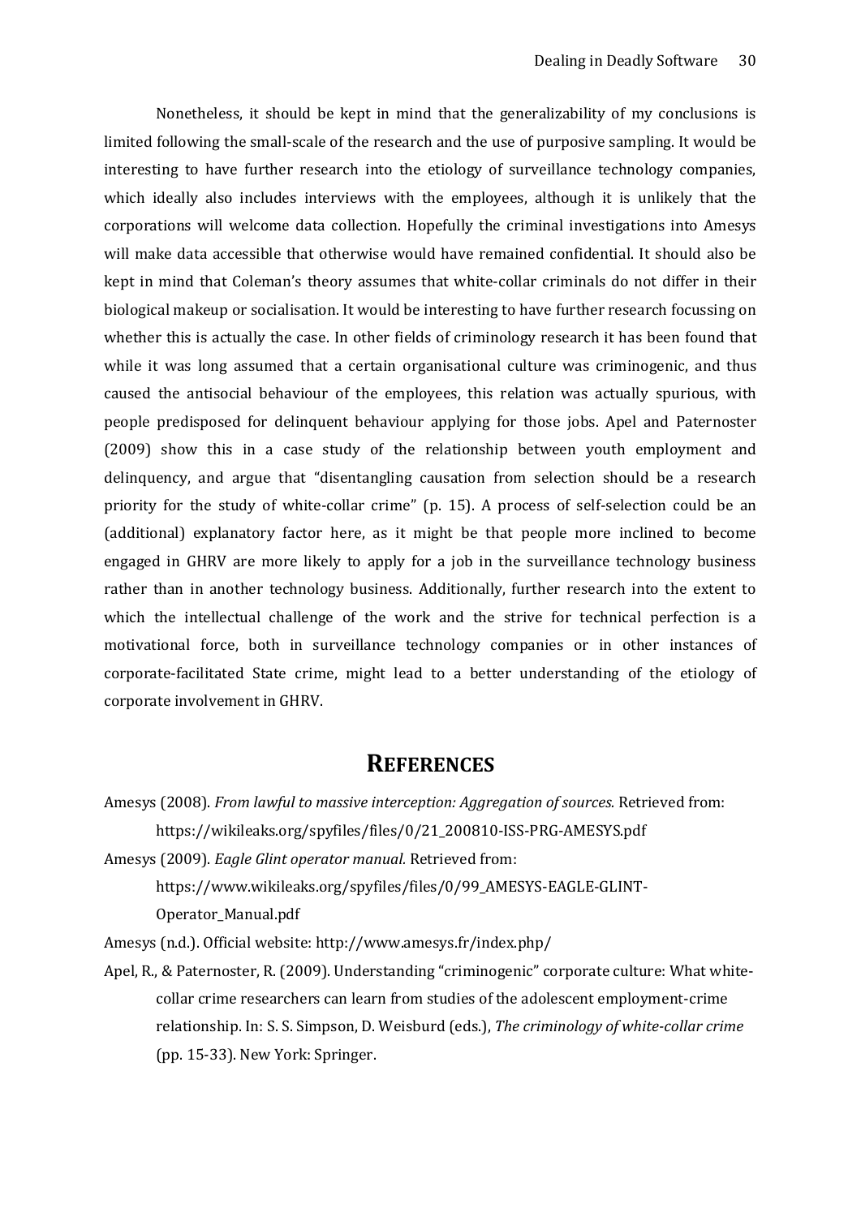Nonetheless, it should be kept in mind that the generalizability of my conclusions is limited following the small-scale of the research and the use of purposive sampling. It would be interesting to have further research into the etiology of surveillance technology companies, which ideally also includes interviews with the employees, although it is unlikely that the corporations will welcome data collection. Hopefully the criminal investigations into Amesys will make data accessible that otherwise would have remained confidential. It should also be kept in mind that Coleman's theory assumes that white-collar criminals do not differ in their biological makeup or socialisation. It would be interesting to have further research focussing on whether this is actually the case. In other fields of criminology research it has been found that while it was long assumed that a certain organisational culture was criminogenic, and thus caused the antisocial behaviour of the employees, this relation was actually spurious, with people predisposed for delinquent behaviour applying for those jobs. Apel and Paternoster (2009) show this in a case study of the relationship between youth employment and delinquency, and argue that "disentangling causation from selection should be a research priority for the study of white-collar crime" (p. 15). A process of self-selection could be an (additional) explanatory factor here, as it might be that people more inclined to become engaged in GHRV are more likely to apply for a job in the surveillance technology business rather than in another technology business. Additionally, further research into the extent to which the intellectual challenge of the work and the strive for technical perfection is a motivational force, both in surveillance technology companies or in other instances of corporate-facilitated State crime, might lead to a better understanding of the etiology of corporate involvement in GHRV.

# References

Amesys (2008). *From lawful to massive interception: Aggregation of sources.* Retrieved from: https://wikileaks.org/spyfiles/files/0/21_200810-ISS-PRG-AMESYS.pdf

Amesys (2009). *Eagle Glint operator manual.* Retrieved from: https://www.wikileaks.org/spyfiles/files/0/99_AMESYS-EAGLE-GLINT-Operator_Manual.pdf

Amesys (n.d.). Official website: http://www.amesys.fr/index.php/

Apel, R., & Paternoster, R. (2009). Understanding "criminogenic" corporate culture: What white-collar crime researchers can learn from studies of the adolescent employment-crime relationship. In: S. S. Simpson, D. Weisburd (eds.), *The criminology of white-collar crime* (pp. 15-33). New York: Springer.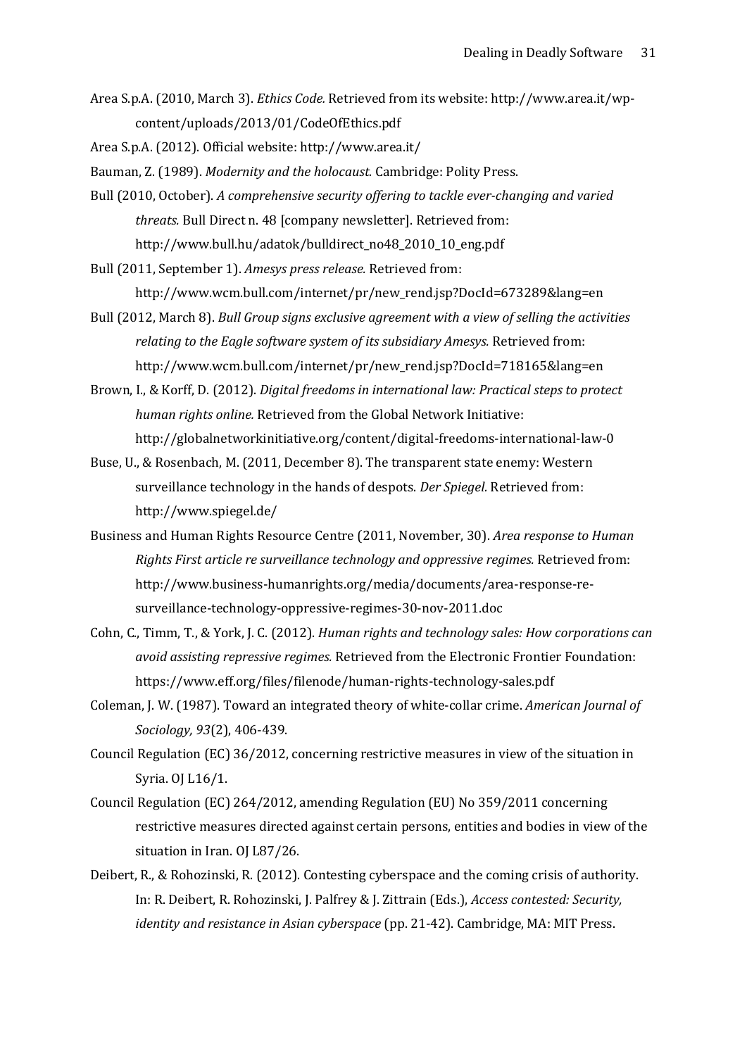Area S.p.A. (2010, March 3). *Ethics Code.* Retrieved from its website: http://www.area.it/wp-content/uploads/2013/01/CodeOfEthics.pdf

Area S.p.A. (2012). Official website: http://www.area.it/

Bauman, Z. (1989). *Modernity and the holocaust.* Cambridge: Polity Press.

Bull (2010, October). *A comprehensive security offering to tackle ever-changing and varied threats.* Bull Direct n. 48 [company newsletter]. Retrieved from: http://www.bull.hu/adatok/bulldirect_no48_2010_10_eng.pdf

Bull (2011, September 1). *Amesys press release.* Retrieved from: http://www.wcm.bull.com/internet/pr/new_rend.jsp?DocId=673289&lang=en

Bull (2012, March 8). *Bull Group signs exclusive agreement with a view of selling the activities relating to the Eagle software system of its subsidiary Amesys.* Retrieved from: http://www.wcm.bull.com/internet/pr/new_rend.jsp?DocId=718165&lang=en

Brown, I., & Korff, D. (2012). *Digital freedoms in international law: Practical steps to protect human rights online.* Retrieved from the Global Network Initiative: http://globalnetworkinitiative.org/content/digital-freedoms-international-law-0

Buse, U., & Rosenbach, M. (2011, December 8). The transparent state enemy: Western surveillance technology in the hands of despots. *Der Spiegel.* Retrieved from: http://www.spiegel.de/

Business and Human Rights Resource Centre (2011, November, 30). *Area response to Human Rights First article re surveillance technology and oppressive regimes.* Retrieved from: http://www.business-humanrights.org/media/documents/area-response-re-surveillance-technology-oppressive-regimes-30-nov-2011.doc

Cohn, C., Timm, T., & York, J. C. (2012). *Human rights and technology sales: How corporations can avoid assisting repressive regimes.* Retrieved from the Electronic Frontier Foundation: https://www.eff.org/files/filenode/human-rights-technology-sales.pdf

Coleman, J. W. (1987). Toward an integrated theory of white-collar crime. *American Journal of Sociology, 93*(2), 406-439.

Council Regulation (EC) 36/2012, concerning restrictive measures in view of the situation in Syria. OJ L16/1.

Council Regulation (EC) 264/2012, amending Regulation (EU) No 359/2011 concerning restrictive measures directed against certain persons, entities and bodies in view of the situation in Iran. OJ L87/26.

Deibert, R., & Rohozinski, R. (2012). Contesting cyberspace and the coming crisis of authority. In: R. Deibert, R. Rohozinski, J. Palfrey & J. Zittrain (Eds.), *Access contested: Security, identity and resistance in Asian cyberspace* (pp. 21-42). Cambridge, MA: MIT Press.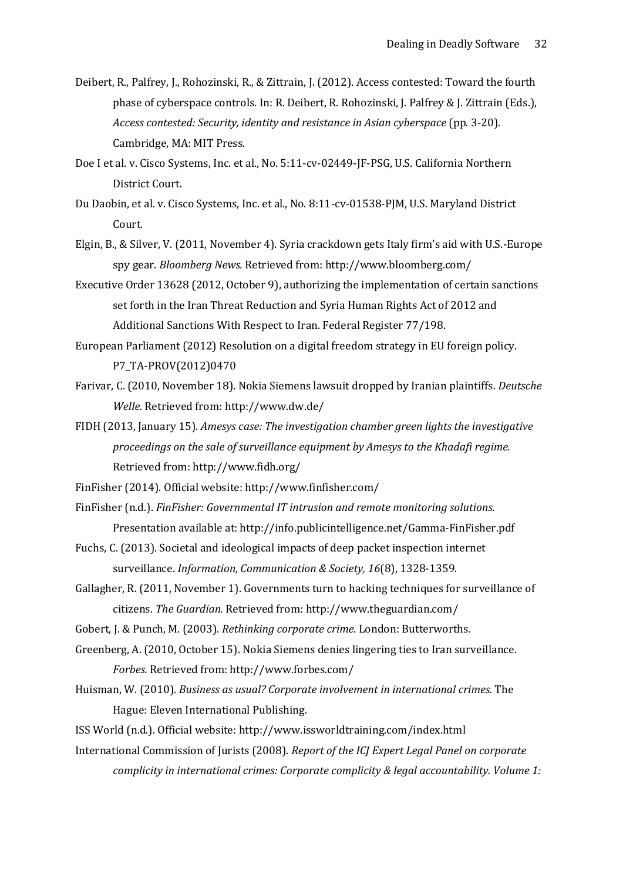Deibert, R., Palfrey, J., Rohozinski, R., & Zittrain, J. (2012). Access contested: Toward the fourth phase of cyberspace controls. In: R. Deibert, R. Rohozinski, J. Palfrey & J. Zittrain (Eds.), *Access contested: Security, identity and resistance in Asian cyberspace* (pp. 3-20). Cambridge, MA: MIT Press.

Doe I et al. v. Cisco Systems, Inc. et al., No. 5:11-cv-02449-JF-PSG, U.S. California Northern District Court.

Du Daobin, et al. v. Cisco Systems, Inc. et al., No. 8:11-cv-01538-PJM, U.S. Maryland District Court.

Elgin, B., & Silver, V. (2011, November 4). Syria crackdown gets Italy firm's aid with U.S.-Europe spy gear. *Bloomberg News.* Retrieved from: http://www.bloomberg.com/

Executive Order 13628 (2012, October 9), authorizing the implementation of certain sanctions set forth in the Iran Threat Reduction and Syria Human Rights Act of 2012 and Additional Sanctions With Respect to Iran. Federal Register 77/198.

European Parliament (2012) Resolution on a digital freedom strategy in EU foreign policy. P7_TA-PROV(2012)0470

Farivar, C. (2010, November 18). Nokia Siemens lawsuit dropped by Iranian plaintiffs. *Deutsche Welle.* Retrieved from: http://www.dw.de/

FIDH (2013, January 15). *Amesys case: The investigation chamber green lights the investigative proceedings on the sale of surveillance equipment by Amesys to the Khadafi regime.* Retrieved from: http://www.fidh.org/

FinFisher (2014). Official website: http://www.finfisher.com/

FinFisher (n.d.). *FinFisher: Governmental IT intrusion and remote monitoring solutions.* Presentation available at: http://info.publicintelligence.net/Gamma-FinFisher.pdf

Fuchs, C. (2013). Societal and ideological impacts of deep packet inspection internet surveillance. *Information, Communication & Society, 16*(8), 1328-1359.

Gallagher, R. (2011, November 1). Governments turn to hacking techniques for surveillance of citizens. *The Guardian.* Retrieved from: http://www.theguardian.com/

Gobert, J. & Punch, M. (2003). *Rethinking corporate crime.* London: Butterworths.

Greenberg, A. (2010, October 15). Nokia Siemens denies lingering ties to Iran surveillance. *Forbes.* Retrieved from: http://www.forbes.com/

Huisman, W. (2010). *Business as usual? Corporate involvement in international crimes.* The Hague: Eleven International Publishing.

ISS World (n.d.). Official website: http://www.issworldtraining.com/index.html

International Commission of Jurists (2008). *Report of the ICJ Expert Legal Panel on corporate complicity in international crimes: Corporate complicity & legal accountability. Volume 1:*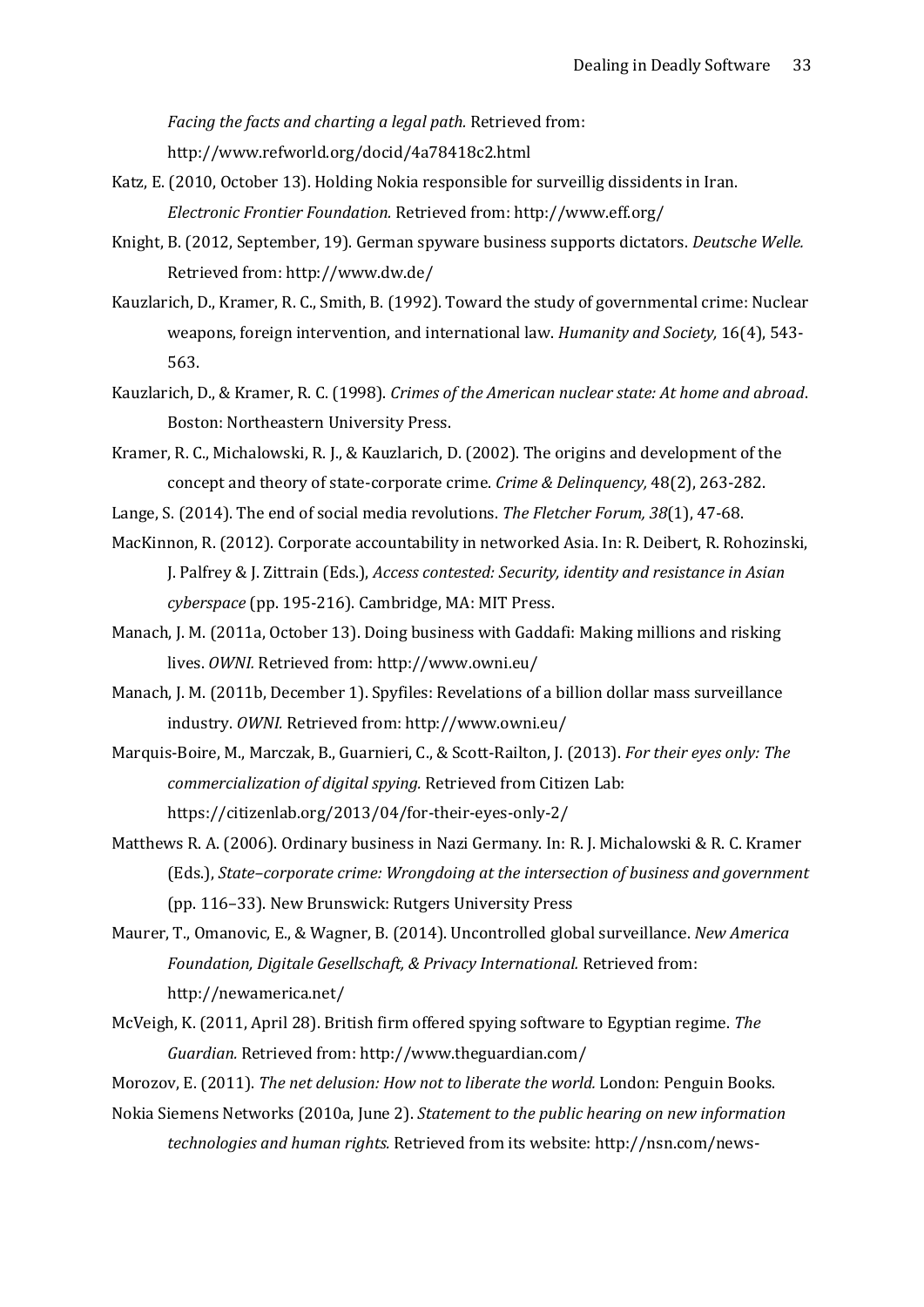*Facing the facts and charting a legal path.* Retrieved from: http://www.refworld.org/docid/4a78418c2.html

Katz, E. (2010, October 13). Holding Nokia responsible for surveillig dissidents in Iran. *Electronic Frontier Foundation.* Retrieved from: http://www.eff.org/

Knight, B. (2012, September, 19). German spyware business supports dictators. *Deutsche Welle.* Retrieved from: http://www.dw.de/

Kauzlarich, D., Kramer, R. C., Smith, B. (1992). Toward the study of governmental crime: Nuclear weapons, foreign intervention, and international law. *Humanity and Society,* 16(4), 543-563.

Kauzlarich, D., & Kramer, R. C. (1998). *Crimes of the American nuclear state: At home and abroad.* Boston: Northeastern University Press.

Kramer, R. C., Michalowski, R. J., & Kauzlarich, D. (2002). The origins and development of the concept and theory of state-corporate crime. *Crime & Delinquency,* 48(2), 263-282.

Lange, S. (2014). The end of social media revolutions. *The Fletcher Forum, 38*(1), 47-68.

MacKinnon, R. (2012). Corporate accountability in networked Asia. In: R. Deibert, R. Rohozinski, J. Palfrey & J. Zittrain (Eds.), *Access contested: Security, identity and resistance in Asian cyberspace* (pp. 195-216). Cambridge, MA: MIT Press.

Manach, J. M. (2011a, October 13). Doing business with Gaddafi: Making millions and risking lives. *OWNI.* Retrieved from: http://www.owni.eu/

Manach, J. M. (2011b, December 1). Spyfiles: Revelations of a billion dollar mass surveillance industry. *OWNI.* Retrieved from: http://www.owni.eu/

Marquis-Boire, M., Marczak, B., Guarnieri, C., & Scott-Railton, J. (2013). *For their eyes only: The commercialization of digital spying.* Retrieved from Citizen Lab: https://citizenlab.org/2013/04/for-their-eyes-only-2/

Matthews R. A. (2006). Ordinary business in Nazi Germany. In: R. J. Michalowski & R. C. Kramer (Eds.), *State–corporate crime: Wrongdoing at the intersection of business and government* (pp. 116–33). New Brunswick: Rutgers University Press

Maurer, T., Omanovic, E., & Wagner, B. (2014). Uncontrolled global surveillance. *New America Foundation, Digitale Gesellschaft, & Privacy International.* Retrieved from: http://newamerica.net/

McVeigh, K. (2011, April 28). British firm offered spying software to Egyptian regime. *The Guardian.* Retrieved from: http://www.theguardian.com/

Morozov, E. (2011). *The net delusion: How not to liberate the world.* London: Penguin Books.

Nokia Siemens Networks (2010a, June 2). *Statement to the public hearing on new information technologies and human rights.* Retrieved from its website: http://nsn.com/news-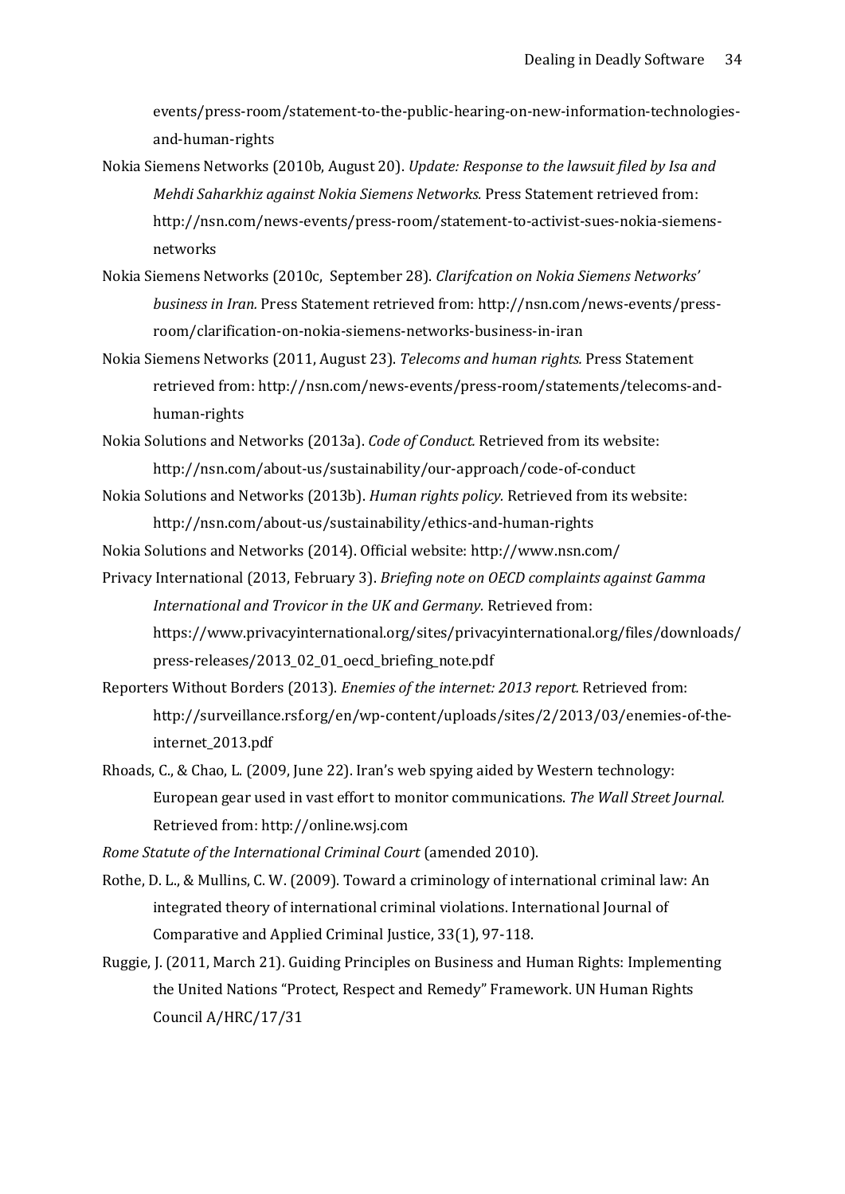events/press-room/statement-to-the-public-hearing-on-new-information-technologies-and-human-rights

Nokia Siemens Networks (2010b, August 20). *Update: Response to the lawsuit filed by Isa and Mehdi Saharkhiz against Nokia Siemens Networks.* Press Statement retrieved from: http://nsn.com/news-events/press-room/statement-to-activist-sues-nokia-siemens-networks

Nokia Siemens Networks (2010c, September 28). *Clarifcation on Nokia Siemens Networks' business in Iran.* Press Statement retrieved from: http://nsn.com/news-events/press-room/clarification-on-nokia-siemens-networks-business-in-iran

Nokia Siemens Networks (2011, August 23). *Telecoms and human rights.* Press Statement retrieved from: http://nsn.com/news-events/press-room/statements/telecoms-and-human-rights

Nokia Solutions and Networks (2013a). *Code of Conduct.* Retrieved from its website: http://nsn.com/about-us/sustainability/our-approach/code-of-conduct

Nokia Solutions and Networks (2013b). *Human rights policy.* Retrieved from its website: http://nsn.com/about-us/sustainability/ethics-and-human-rights

Nokia Solutions and Networks (2014). Official website: http://www.nsn.com/

Privacy International (2013, February 3). *Briefing note on OECD complaints against Gamma International and Trovicor in the UK and Germany.* Retrieved from: https://www.privacyinternational.org/sites/privacyinternational.org/files/downloads/press-releases/2013_02_01_oecd_briefing_note.pdf

Reporters Without Borders (2013). *Enemies of the internet: 2013 report.* Retrieved from: http://surveillance.rsf.org/en/wp-content/uploads/sites/2/2013/03/enemies-of-the-internet_2013.pdf

Rhoads, C., & Chao, L. (2009, June 22). Iran's web spying aided by Western technology: European gear used in vast effort to monitor communications. *The Wall Street Journal.* Retrieved from: http://online.wsj.com

*Rome Statute of the International Criminal Court* (amended 2010).

Rothe, D. L., & Mullins, C. W. (2009). Toward a criminology of international criminal law: An integrated theory of international criminal violations. International Journal of Comparative and Applied Criminal Justice, 33(1), 97-118.

Ruggie, J. (2011, March 21). Guiding Principles on Business and Human Rights: Implementing the United Nations "Protect, Respect and Remedy" Framework. UN Human Rights Council A/HRC/17/31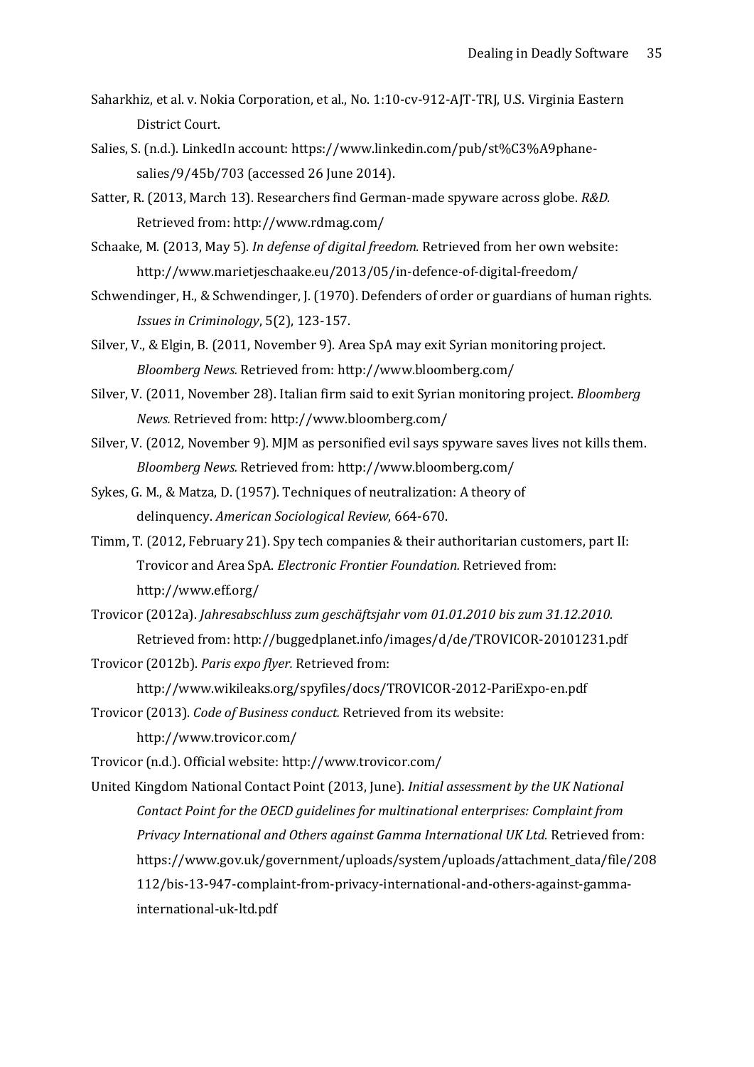Saharkhiz, et al. v. Nokia Corporation, et al., No. 1:10-cv-912-AJT-TRJ, U.S. Virginia Eastern District Court.

Salies, S. (n.d.). LinkedIn account: https://www.linkedin.com/pub/st%C3%A9phane-salies/9/45b/703 (accessed 26 June 2014).

Satter, R. (2013, March 13). Researchers find German-made spyware across globe. *R&D.* Retrieved from: http://www.rdmag.com/

Schaake, M. (2013, May 5). *In defense of digital freedom.* Retrieved from her own website: http://www.marietjeschaake.eu/2013/05/in-defence-of-digital-freedom/

Schwendinger, H., & Schwendinger, J. (1970). Defenders of order or guardians of human rights. *Issues in Criminology*, 5(2), 123-157.

Silver, V., & Elgin, B. (2011, November 9). Area SpA may exit Syrian monitoring project. *Bloomberg News.* Retrieved from: http://www.bloomberg.com/

Silver, V. (2011, November 28). Italian firm said to exit Syrian monitoring project. *Bloomberg News.* Retrieved from: http://www.bloomberg.com/

Silver, V. (2012, November 9). MJM as personified evil says spyware saves lives not kills them. *Bloomberg News.* Retrieved from: http://www.bloomberg.com/

Sykes, G. M., & Matza, D. (1957). Techniques of neutralization: A theory of delinquency. *American Sociological Review*, 664-670.

Timm, T. (2012, February 21). Spy tech companies & their authoritarian customers, part II: Trovicor and Area SpA. *Electronic Frontier Foundation.* Retrieved from: http://www.eff.org/

Trovicor (2012a). *Jahresabschluss zum geschäftsjahr vom 01.01.2010 bis zum 31.12.2010.* Retrieved from: http://buggedplanet.info/images/d/de/TROVICOR-20101231.pdf

Trovicor (2012b). *Paris expo flyer.* Retrieved from: http://www.wikileaks.org/spyfiles/docs/TROVICOR-2012-PariExpo-en.pdf

Trovicor (2013). *Code of Business conduct.* Retrieved from its website: http://www.trovicor.com/

Trovicor (n.d.). Official website: http://www.trovicor.com/

United Kingdom National Contact Point (2013, June). *Initial assessment by the UK National Contact Point for the OECD guidelines for multinational enterprises: Complaint from Privacy International and Others against Gamma International UK Ltd.* Retrieved from: https://www.gov.uk/government/uploads/system/uploads/attachment_data/file/208112/bis-13-947-complaint-from-privacy-international-and-others-against-gamma-international-uk-ltd.pdf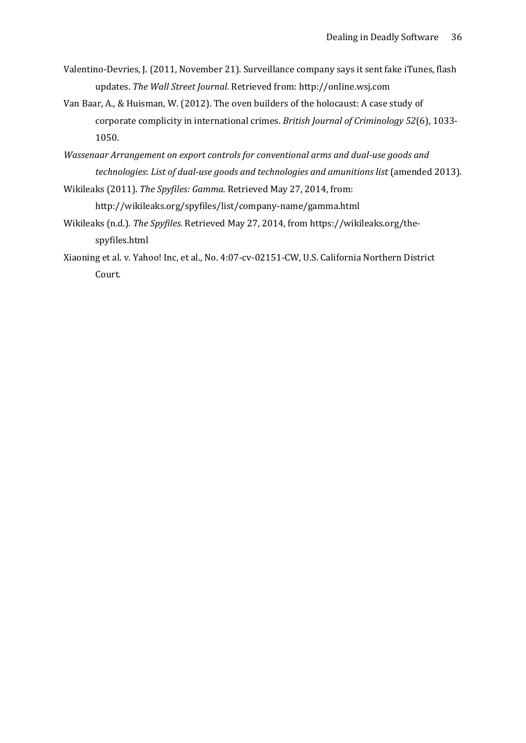Valentino-Devries, J. (2011, November 21). Surveillance company says it sent fake iTunes, flash updates. *The Wall Street Journal.* Retrieved from: http://online.wsj.com

Van Baar, A., & Huisman, W. (2012). The oven builders of the holocaust: A case study of corporate complicity in international crimes. *British Journal of Criminology 52*(6), 1033-1050.

*Wassenaar Arrangement on export controls for conventional arms and dual-use goods and technologies*: *List of dual-use goods and technologies and amunitions list* (amended 2013).

Wikileaks (2011). *The Spyfiles: Gamma.* Retrieved May 27, 2014, from: http://wikileaks.org/spyfiles/list/company-name/gamma.html

Wikileaks (n.d.). *The Spyfiles.* Retrieved May 27, 2014, from https://wikileaks.org/the-spyfiles.html

Xiaoning et al. v. Yahoo! Inc, et al., No. 4:07-cv-02151-CW, U.S. California Northern District Court.